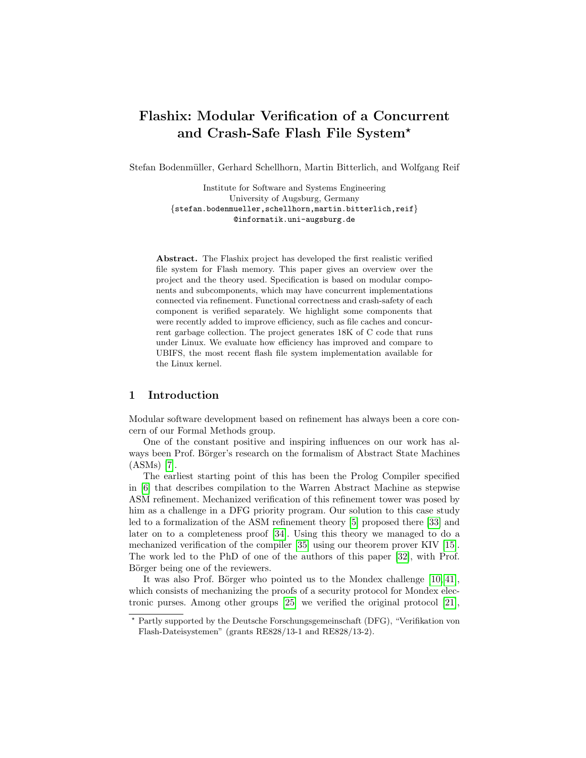# Flashix: Modular Verification of a Concurrent and Crash-Safe Flash File System*

Stefan Bodenmüller, Gerhard Schellhorn, Martin Bitterlich, and Wolfgang Reif

Institute for Software and Systems Engineering
University of Augsburg, Germany
{stefan.bodenmueller,schellhorn,martin.bitterlich,reif}
@informatik.uni-augsburg.de

**Abstract.** The Flashix project has developed the first realistic verified file system for Flash memory. This paper gives an overview over the project and the theory used. Specification is based on modular components and subcomponents, which may have concurrent implementations connected via refinement. Functional correctness and crash-safety of each component is verified separately. We highlight some components that were recently added to improve efficiency, such as file caches and concurrent garbage collection. The project generates 18K of C code that runs under Linux. We evaluate how efficiency has improved and compare to UBIFS, the most recent flash file system implementation available for the Linux kernel.

## 1 Introduction

Modular software development based on refinement has always been a core concern of our Formal Methods group.

One of the constant positive and inspiring influences on our work has always been Prof. Börger's research on the formalism of Abstract State Machines (ASMs) [7].

The earliest starting point of this has been the Prolog Compiler specified in [6] that describes compilation to the Warren Abstract Machine as stepwise ASM refinement. Mechanized verification of this refinement tower was posed by him as a challenge in a DFG priority program. Our solution to this case study led to a formalization of the ASM refinement theory [5] proposed there [33] and later on to a completeness proof [34]. Using this theory we managed to do a mechanized verification of the compiler [35] using our theorem prover KIV [15]. The work led to the PhD of one of the authors of this paper [32], with Prof. Börger being one of the reviewers.

It was also Prof. Börger who pointed us to the Mondex challenge [10,41], which consists of mechanizing the proofs of a security protocol for Mondex electronic purses. Among other groups [25] we verified the original protocol [21],

---

* Partly supported by the Deutsche Forschungsgemeinschaft (DFG), "Verifikation von Flash-Dateisystemen" (grants RE828/13-1 and RE828/13-2).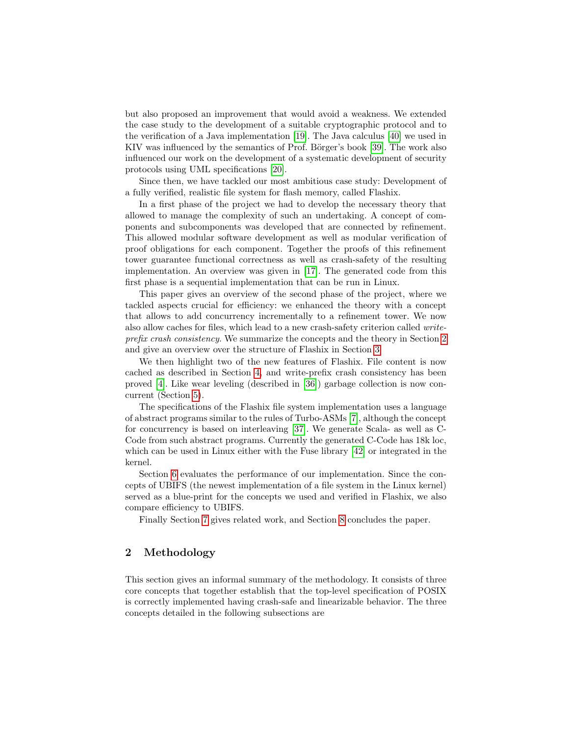but also proposed an improvement that would avoid a weakness. We extended the case study to the development of a suitable cryptographic protocol and to the verification of a Java implementation [19]. The Java calculus [40] we used in KIV was influenced by the semantics of Prof. Börger's book [39]. The work also influenced our work on the development of a systematic development of security protocols using UML specifications [20].

Since then, we have tackled our most ambitious case study: Development of a fully verified, realistic file system for flash memory, called Flashix.

In a first phase of the project we had to develop the necessary theory that allowed to manage the complexity of such an undertaking. A concept of components and subcomponents was developed that are connected by refinement. This allowed modular software development as well as modular verification of proof obligations for each component. Together the proofs of this refinement tower guarantee functional correctness as well as crash-safety of the resulting implementation. An overview was given in [17]. The generated code from this first phase is a sequential implementation that can be run in Linux.

This paper gives an overview of the second phase of the project, where we tackled aspects crucial for efficiency: we enhanced the theory with a concept that allows to add concurrency incrementally to a refinement tower. We now also allow caches for files, which lead to a new crash-safety criterion called *write-prefix crash consistency*. We summarize the concepts and the theory in Section 2 and give an overview over the structure of Flashix in Section 3.

We then highlight two of the new features of Flashix. File content is now cached as described in Section 4, and write-prefix crash consistency has been proved [4]. Like wear leveling (described in [36]) garbage collection is now concurrent (Section 5).

The specifications of the Flashix file system implementation uses a language of abstract programs similar to the rules of Turbo-ASMs [7], although the concept for concurrency is based on interleaving [37]. We generate Scala- as well as C-Code from such abstract programs. Currently the generated C-Code has 18k loc, which can be used in Linux either with the Fuse library [42] or integrated in the kernel.

Section 6 evaluates the performance of our implementation. Since the concepts of UBIFS (the newest implementation of a file system in the Linux kernel) served as a blue-print for the concepts we used and verified in Flashix, we also compare efficiency to UBIFS.

Finally Section 7 gives related work, and Section 8 concludes the paper.

## 2 Methodology

This section gives an informal summary of the methodology. It consists of three core concepts that together establish that the top-level specification of POSIX is correctly implemented having crash-safe and linearizable behavior. The three concepts detailed in the following subsections are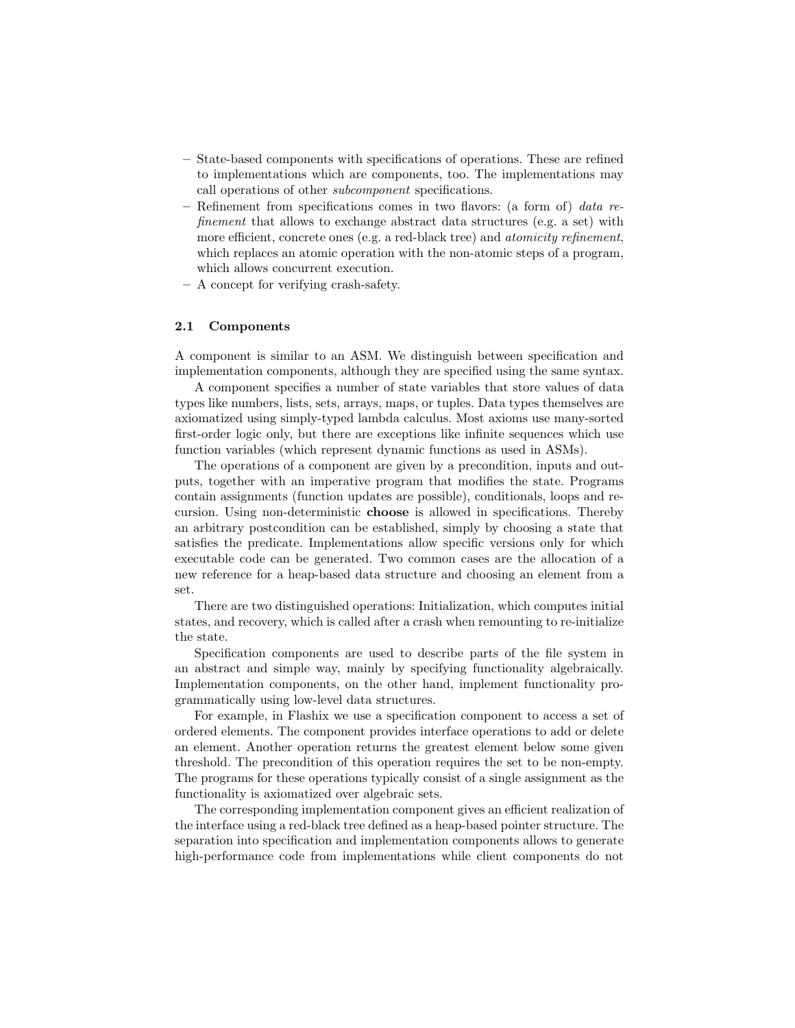- State-based components with specifications of operations. These are refined to implementations which are components, too. The implementations may call operations of other *subcomponent* specifications.
- Refinement from specifications comes in two flavors: (a form of) *data refinement* that allows to exchange abstract data structures (e.g. a set) with more efficient, concrete ones (e.g. a red-black tree) and *atomicity refinement*, which replaces an atomic operation with the non-atomic steps of a program, which allows concurrent execution.
- A concept for verifying crash-safety.

### 2.1 Components

A component is similar to an ASM. We distinguish between specification and implementation components, although they are specified using the same syntax.

A component specifies a number of state variables that store values of data types like numbers, lists, sets, arrays, maps, or tuples. Data types themselves are axiomatized using simply-typed lambda calculus. Most axioms use many-sorted first-order logic only, but there are exceptions like infinite sequences which use function variables (which represent dynamic functions as used in ASMs).

The operations of a component are given by a precondition, inputs and outputs, together with an imperative program that modifies the state. Programs contain assignments (function updates are possible), conditionals, loops and recursion. Using non-deterministic **choose** is allowed in specifications. Thereby an arbitrary postcondition can be established, simply by choosing a state that satisfies the predicate. Implementations allow specific versions only for which executable code can be generated. Two common cases are the allocation of a new reference for a heap-based data structure and choosing an element from a set.

There are two distinguished operations: Initialization, which computes initial states, and recovery, which is called after a crash when remounting to re-initialize the state.

Specification components are used to describe parts of the file system in an abstract and simple way, mainly by specifying functionality algebraically. Implementation components, on the other hand, implement functionality programmatically using low-level data structures.

For example, in Flashix we use a specification component to access a set of ordered elements. The component provides interface operations to add or delete an element. Another operation returns the greatest element below some given threshold. The precondition of this operation requires the set to be non-empty. The programs for these operations typically consist of a single assignment as the functionality is axiomatized over algebraic sets.

The corresponding implementation component gives an efficient realization of the interface using a red-black tree defined as a heap-based pointer structure. The separation into specification and implementation components allows to generate high-performance code from implementations while client components do not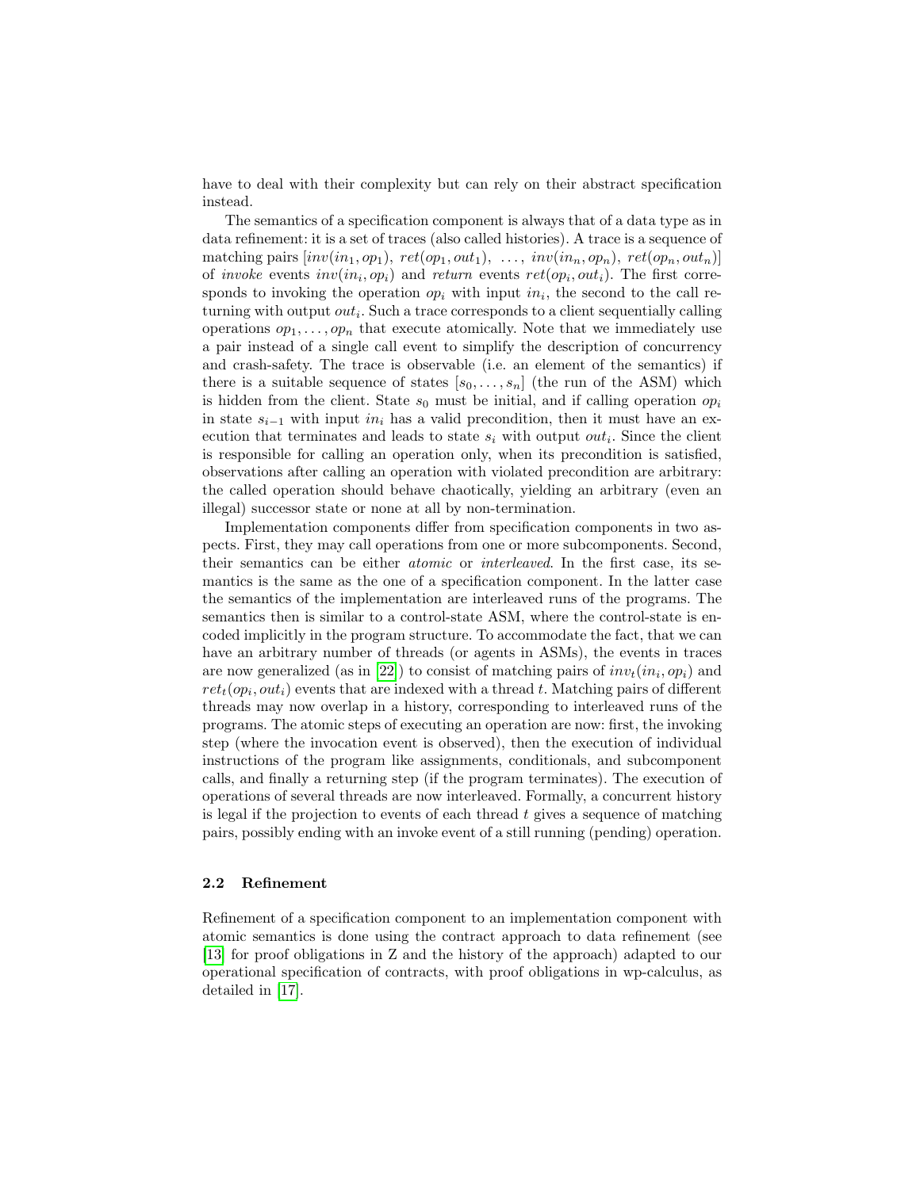have to deal with their complexity but can rely on their abstract specification instead.

The semantics of a specification component is always that of a data type as in data refinement: it is a set of traces (also called histories). A trace is a sequence of matching pairs $[inv(in_1, op_1),\ ret(op_1, out_1),\ \ldots,\ inv(in_n, op_n),\ ret(op_n, out_n)]$ of *invoke* events $inv(in_i, op_i)$ and *return* events $ret(op_i, out_i)$. The first corresponds to invoking the operation $op_i$ with input $in_i$, the second to the call returning with output $out_i$. Such a trace corresponds to a client sequentially calling operations $op_1, \ldots, op_n$ that execute atomically. Note that we immediately use a pair instead of a single call event to simplify the description of concurrency and crash-safety. The trace is observable (i.e. an element of the semantics) if there is a suitable sequence of states $[s_0, \ldots, s_n]$ (the run of the ASM) which is hidden from the client. State $s_0$ must be initial, and if calling operation $op_i$ in state $s_{i-1}$ with input $in_i$ has a valid precondition, then it must have an execution that terminates and leads to state $s_i$ with output $out_i$. Since the client is responsible for calling an operation only, when its precondition is satisfied, observations after calling an operation with violated precondition are arbitrary: the called operation should behave chaotically, yielding an arbitrary (even an illegal) successor state or none at all by non-termination.

Implementation components differ from specification components in two aspects. First, they may call operations from one or more subcomponents. Second, their semantics can be either *atomic* or *interleaved*. In the first case, its semantics is the same as the one of a specification component. In the latter case the semantics of the implementation are interleaved runs of the programs. The semantics then is similar to a control-state ASM, where the control-state is encoded implicitly in the program structure. To accommodate the fact, that we can have an arbitrary number of threads (or agents in ASMs), the events in traces are now generalized (as in [22]) to consist of matching pairs of $inv_t(in_i, op_i)$ and $ret_t(op_i, out_i)$ events that are indexed with a thread $t$. Matching pairs of different threads may now overlap in a history, corresponding to interleaved runs of the programs. The atomic steps of executing an operation are now: first, the invoking step (where the invocation event is observed), then the execution of individual instructions of the program like assignments, conditionals, and subcomponent calls, and finally a returning step (if the program terminates). The execution of operations of several threads are now interleaved. Formally, a concurrent history is legal if the projection to events of each thread $t$ gives a sequence of matching pairs, possibly ending with an invoke event of a still running (pending) operation.

### 2.2 Refinement

Refinement of a specification component to an implementation component with atomic semantics is done using the contract approach to data refinement (see [13] for proof obligations in Z and the history of the approach) adapted to our operational specification of contracts, with proof obligations in wp-calculus, as detailed in [17].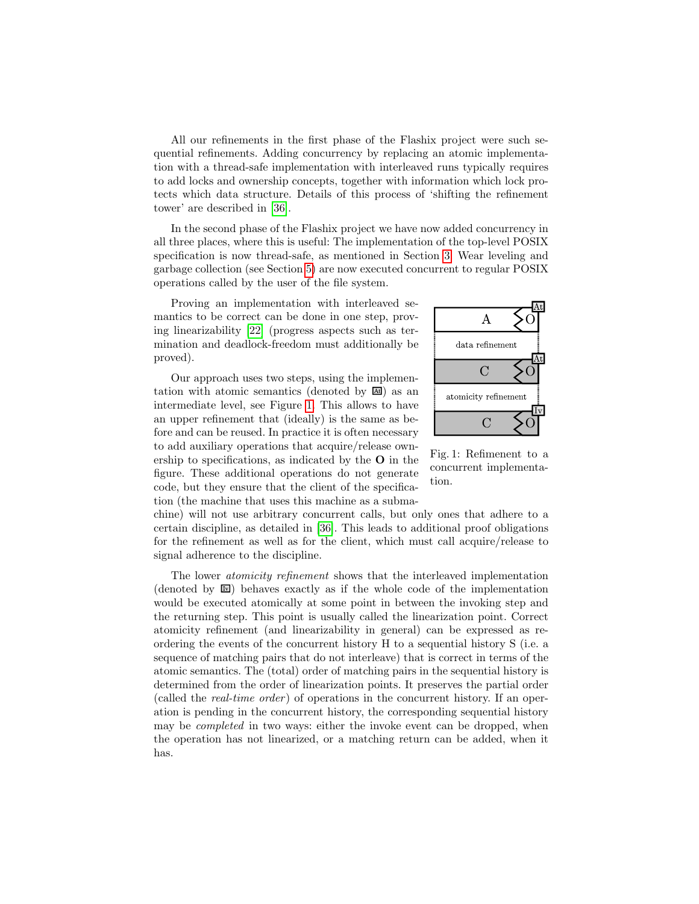All our refinements in the first phase of the Flashix project were such sequential refinements. Adding concurrency by replacing an atomic implementation with a thread-safe implementation with interleaved runs typically requires to add locks and ownership concepts, together with information which lock protects which data structure. Details of this process of 'shifting the refinement tower' are described in [36].

In the second phase of the Flashix project we have now added concurrency in all three places, where this is useful: The implementation of the top-level POSIX specification is now thread-safe, as mentioned in Section 3. Wear leveling and garbage collection (see Section 5) are now executed concurrent to regular POSIX operations called by the user of the file system.

Proving an implementation with interleaved semantics to be correct can be done in one step, proving linearizability [22] (progress aspects such as termination and deadlock-freedom must additionally be proved).

A
O
At
data refinement
C
O
At
atomicity refinement
C
O
Iv

Fig. 1: Refinement to a concurrent implementation.

Our approach uses two steps, using the implementation with atomic semantics (denoted by At) as an intermediate level, see Figure 1. This allows to have an upper refinement that (ideally) is the same as before and can be reused. In practice it is often necessary to add auxiliary operations that acquire/release ownership to specifications, as indicated by the **O** in the figure. These additional operations do not generate code, but they ensure that the client of the specification (the machine that uses this machine as a submachine) will not use arbitrary concurrent calls, but only ones that adhere to a certain discipline, as detailed in [36]. This leads to additional proof obligations for the refinement as well as for the client, which must call acquire/release to signal adherence to the discipline.

The lower *atomicity refinement* shows that the interleaved implementation (denoted by Iv) behaves exactly as if the whole code of the implementation would be executed atomically at some point in between the invoking step and the returning step. This point is usually called the linearization point. Correct atomicity refinement (and linearizability in general) can be expressed as reordering the events of the concurrent history H to a sequential history S (i.e. a sequence of matching pairs that do not interleave) that is correct in terms of the atomic semantics. The (total) order of matching pairs in the sequential history is determined from the order of linearization points. It preserves the partial order (called the *real-time order*) of operations in the concurrent history. If an operation is pending in the concurrent history, the corresponding sequential history may be *completed* in two ways: either the invoke event can be dropped, when the operation has not linearized, or a matching return can be added, when it has.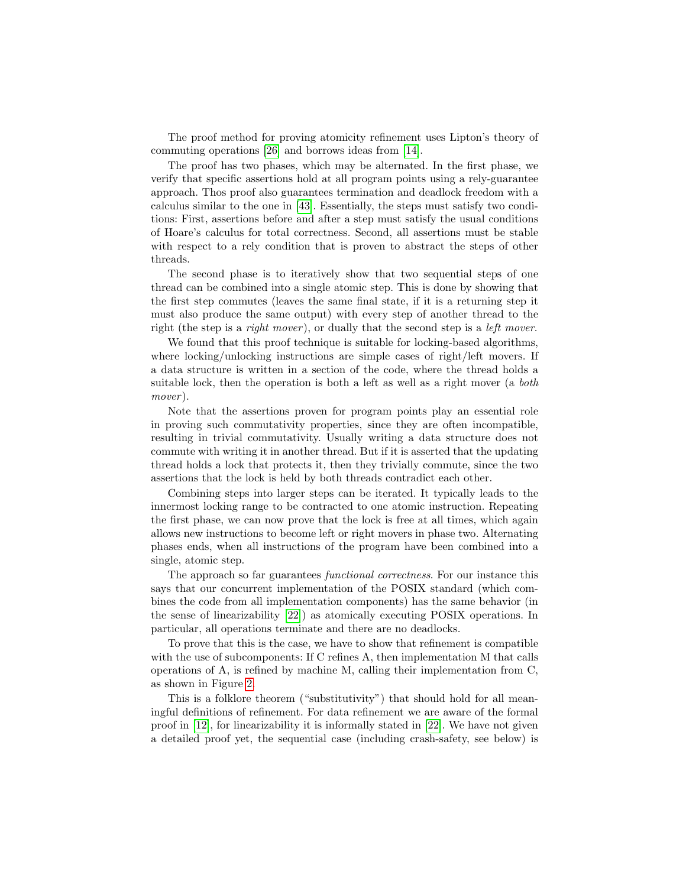The proof method for proving atomicity refinement uses Lipton's theory of commuting operations [26] and borrows ideas from [14].

The proof has two phases, which may be alternated. In the first phase, we verify that specific assertions hold at all program points using a rely-guarantee approach. Thos proof also guarantees termination and deadlock freedom with a calculus similar to the one in [43]. Essentially, the steps must satisfy two conditions: First, assertions before and after a step must satisfy the usual conditions of Hoare's calculus for total correctness. Second, all assertions must be stable with respect to a rely condition that is proven to abstract the steps of other threads.

The second phase is to iteratively show that two sequential steps of one thread can be combined into a single atomic step. This is done by showing that the first step commutes (leaves the same final state, if it is a returning step it must also produce the same output) with every step of another thread to the right (the step is a *right mover*), or dually that the second step is a *left mover*.

We found that this proof technique is suitable for locking-based algorithms, where locking/unlocking instructions are simple cases of right/left movers. If a data structure is written in a section of the code, where the thread holds a suitable lock, then the operation is both a left as well as a right mover (a *both mover*).

Note that the assertions proven for program points play an essential role in proving such commutativity properties, since they are often incompatible, resulting in trivial commutativity. Usually writing a data structure does not commute with writing it in another thread. But if it is asserted that the updating thread holds a lock that protects it, then they trivially commute, since the two assertions that the lock is held by both threads contradict each other.

Combining steps into larger steps can be iterated. It typically leads to the innermost locking range to be contracted to one atomic instruction. Repeating the first phase, we can now prove that the lock is free at all times, which again allows new instructions to become left or right movers in phase two. Alternating phases ends, when all instructions of the program have been combined into a single, atomic step.

The approach so far guarantees *functional correctness*. For our instance this says that our concurrent implementation of the POSIX standard (which combines the code from all implementation components) has the same behavior (in the sense of linearizability [22]) as atomically executing POSIX operations. In particular, all operations terminate and there are no deadlocks.

To prove that this is the case, we have to show that refinement is compatible with the use of subcomponents: If C refines A, then implementation M that calls operations of A, is refined by machine M, calling their implementation from C, as shown in Figure 2.

This is a folklore theorem ("substitutivity") that should hold for all meaningful definitions of refinement. For data refinement we are aware of the formal proof in [12], for linearizability it is informally stated in [22]. We have not given a detailed proof yet, the sequential case (including crash-safety, see below) is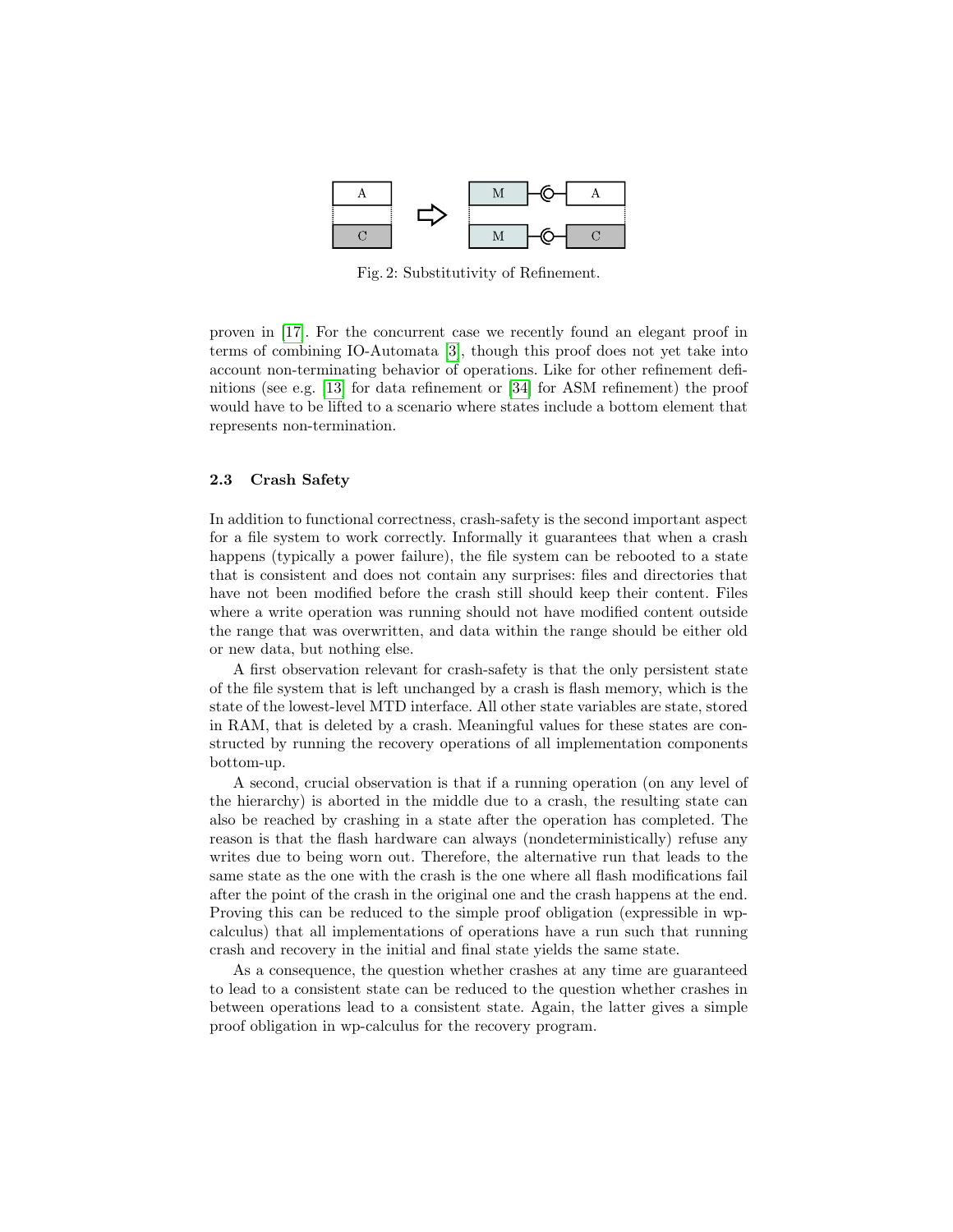A

C

M

A

M

C

Fig. 2: Substitutivity of Refinement.

proven in [17]. For the concurrent case we recently found an elegant proof in terms of combining IO-Automata [3], though this proof does not yet take into account non-terminating behavior of operations. Like for other refinement definitions (see e.g. [13] for data refinement or [34] for ASM refinement) the proof would have to be lifted to a scenario where states include a bottom element that represents non-termination.

### 2.3 Crash Safety

In addition to functional correctness, crash-safety is the second important aspect for a file system to work correctly. Informally it guarantees that when a crash happens (typically a power failure), the file system can be rebooted to a state that is consistent and does not contain any surprises: files and directories that have not been modified before the crash still should keep their content. Files where a write operation was running should not have modified content outside the range that was overwritten, and data within the range should be either old or new data, but nothing else.

A first observation relevant for crash-safety is that the only persistent state of the file system that is left unchanged by a crash is flash memory, which is the state of the lowest-level MTD interface. All other state variables are state, stored in RAM, that is deleted by a crash. Meaningful values for these states are constructed by running the recovery operations of all implementation components bottom-up.

A second, crucial observation is that if a running operation (on any level of the hierarchy) is aborted in the middle due to a crash, the resulting state can also be reached by crashing in a state after the operation has completed. The reason is that the flash hardware can always (nondeterministically) refuse any writes due to being worn out. Therefore, the alternative run that leads to the same state as the one with the crash is the one where all flash modifications fail after the point of the crash in the original one and the crash happens at the end. Proving this can be reduced to the simple proof obligation (expressible in wp-calculus) that all implementations of operations have a run such that running crash and recovery in the initial and final state yields the same state.

As a consequence, the question whether crashes at any time are guaranteed to lead to a consistent state can be reduced to the question whether crashes in between operations lead to a consistent state. Again, the latter gives a simple proof obligation in wp-calculus for the recovery program.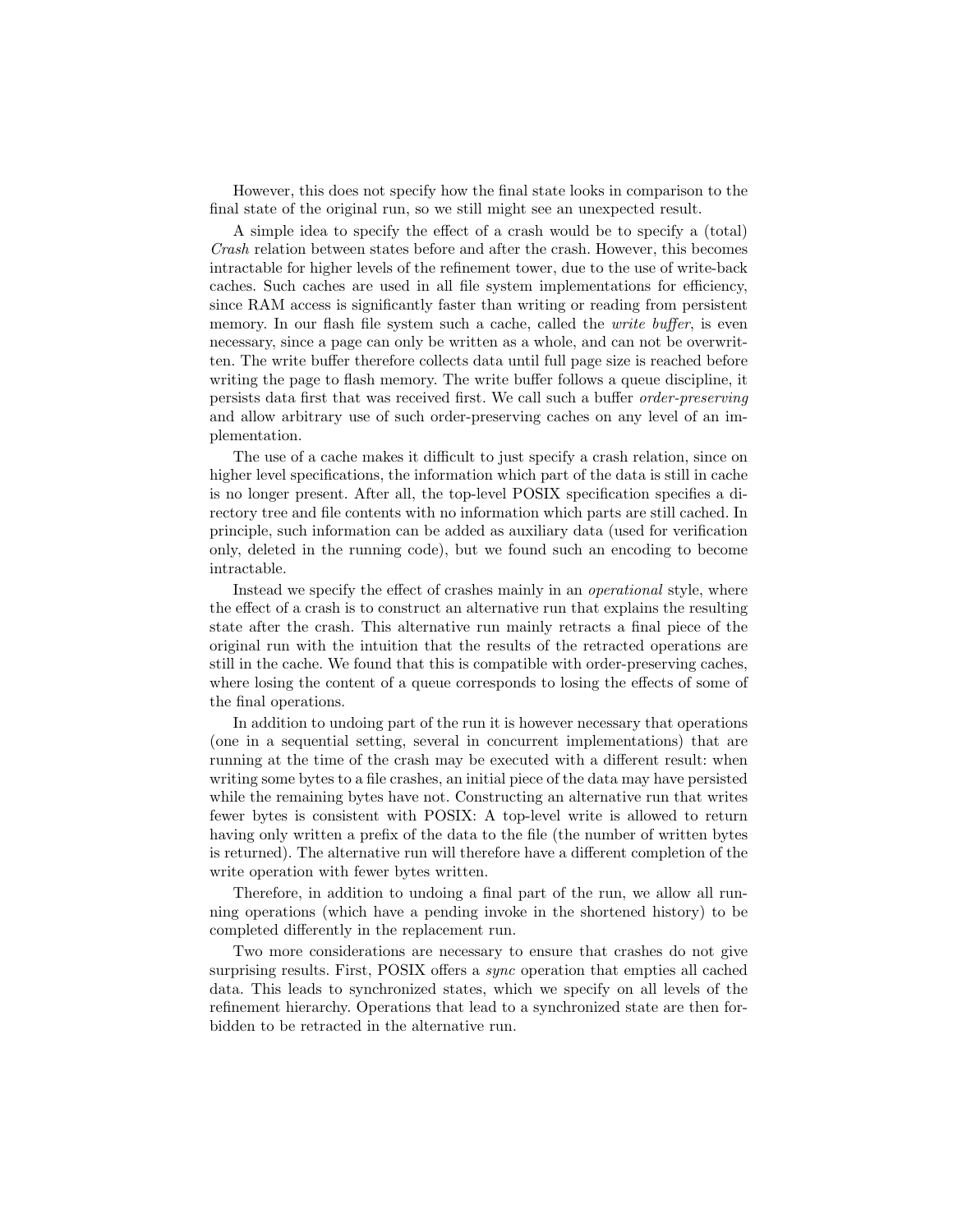However, this does not specify how the final state looks in comparison to the final state of the original run, so we still might see an unexpected result.

A simple idea to specify the effect of a crash would be to specify a (total) *Crash* relation between states before and after the crash. However, this becomes intractable for higher levels of the refinement tower, due to the use of write-back caches. Such caches are used in all file system implementations for efficiency, since RAM access is significantly faster than writing or reading from persistent memory. In our flash file system such a cache, called the *write buffer*, is even necessary, since a page can only be written as a whole, and can not be overwritten. The write buffer therefore collects data until full page size is reached before writing the page to flash memory. The write buffer follows a queue discipline, it persists data first that was received first. We call such a buffer *order-preserving* and allow arbitrary use of such order-preserving caches on any level of an implementation.

The use of a cache makes it difficult to just specify a crash relation, since on higher level specifications, the information which part of the data is still in cache is no longer present. After all, the top-level POSIX specification specifies a directory tree and file contents with no information which parts are still cached. In principle, such information can be added as auxiliary data (used for verification only, deleted in the running code), but we found such an encoding to become intractable.

Instead we specify the effect of crashes mainly in an *operational* style, where the effect of a crash is to construct an alternative run that explains the resulting state after the crash. This alternative run mainly retracts a final piece of the original run with the intuition that the results of the retracted operations are still in the cache. We found that this is compatible with order-preserving caches, where losing the content of a queue corresponds to losing the effects of some of the final operations.

In addition to undoing part of the run it is however necessary that operations (one in a sequential setting, several in concurrent implementations) that are running at the time of the crash may be executed with a different result: when writing some bytes to a file crashes, an initial piece of the data may have persisted while the remaining bytes have not. Constructing an alternative run that writes fewer bytes is consistent with POSIX: A top-level write is allowed to return having only written a prefix of the data to the file (the number of written bytes is returned). The alternative run will therefore have a different completion of the write operation with fewer bytes written.

Therefore, in addition to undoing a final part of the run, we allow all running operations (which have a pending invoke in the shortened history) to be completed differently in the replacement run.

Two more considerations are necessary to ensure that crashes do not give surprising results. First, POSIX offers a *sync* operation that empties all cached data. This leads to synchronized states, which we specify on all levels of the refinement hierarchy. Operations that lead to a synchronized state are then forbidden to be retracted in the alternative run.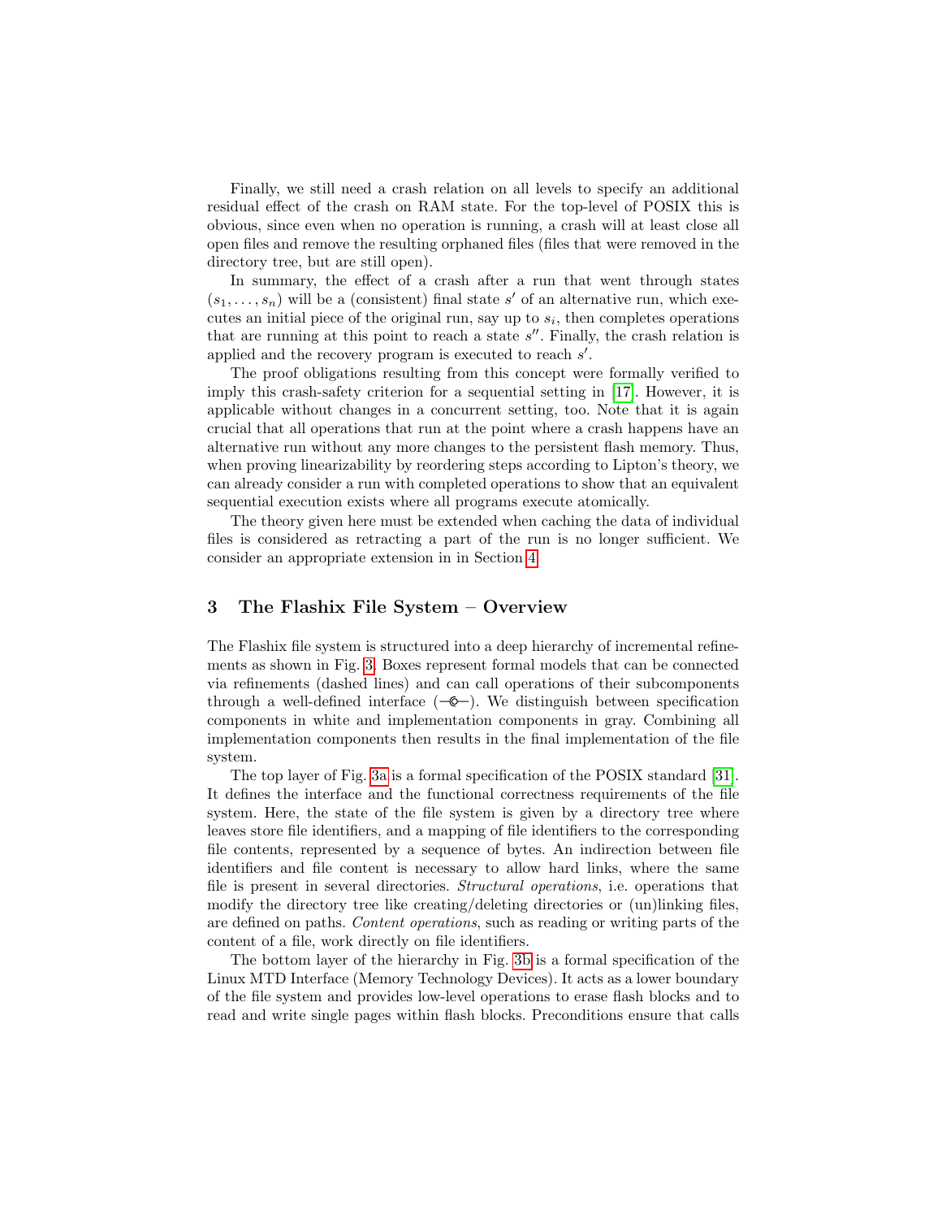Finally, we still need a crash relation on all levels to specify an additional residual effect of the crash on RAM state. For the top-level of POSIX this is obvious, since even when no operation is running, a crash will at least close all open files and remove the resulting orphaned files (files that were removed in the directory tree, but are still open).

In summary, the effect of a crash after a run that went through states $(s_1, \ldots, s_n)$ will be a (consistent) final state $s'$ of an alternative run, which executes an initial piece of the original run, say up to $s_i$, then completes operations that are running at this point to reach a state $s''$. Finally, the crash relation is applied and the recovery program is executed to reach $s'$.

The proof obligations resulting from this concept were formally verified to imply this crash-safety criterion for a sequential setting in [17]. However, it is applicable without changes in a concurrent setting, too. Note that it is again crucial that all operations that run at the point where a crash happens have an alternative run without any more changes to the persistent flash memory. Thus, when proving linearizability by reordering steps according to Lipton's theory, we can already consider a run with completed operations to show that an equivalent sequential execution exists where all programs execute atomically.

The theory given here must be extended when caching the data of individual files is considered as retracting a part of the run is no longer sufficient. We consider an appropriate extension in in Section 4.

## 3 The Flashix File System – Overview

The Flashix file system is structured into a deep hierarchy of incremental refinements as shown in Fig. 3. Boxes represent formal models that can be connected via refinements (dashed lines) and can call operations of their subcomponents through a well-defined interface (—©—). We distinguish between specification components in white and implementation components in gray. Combining all implementation components then results in the final implementation of the file system.

The top layer of Fig. 3a is a formal specification of the POSIX standard [31]. It defines the interface and the functional correctness requirements of the file system. Here, the state of the file system is given by a directory tree where leaves store file identifiers, and a mapping of file identifiers to the corresponding file contents, represented by a sequence of bytes. An indirection between file identifiers and file content is necessary to allow hard links, where the same file is present in several directories. *Structural operations*, i.e. operations that modify the directory tree like creating/deleting directories or (un)linking files, are defined on paths. *Content operations*, such as reading or writing parts of the content of a file, work directly on file identifiers.

The bottom layer of the hierarchy in Fig. 3b is a formal specification of the Linux MTD Interface (Memory Technology Devices). It acts as a lower boundary of the file system and provides low-level operations to erase flash blocks and to read and write single pages within flash blocks. Preconditions ensure that calls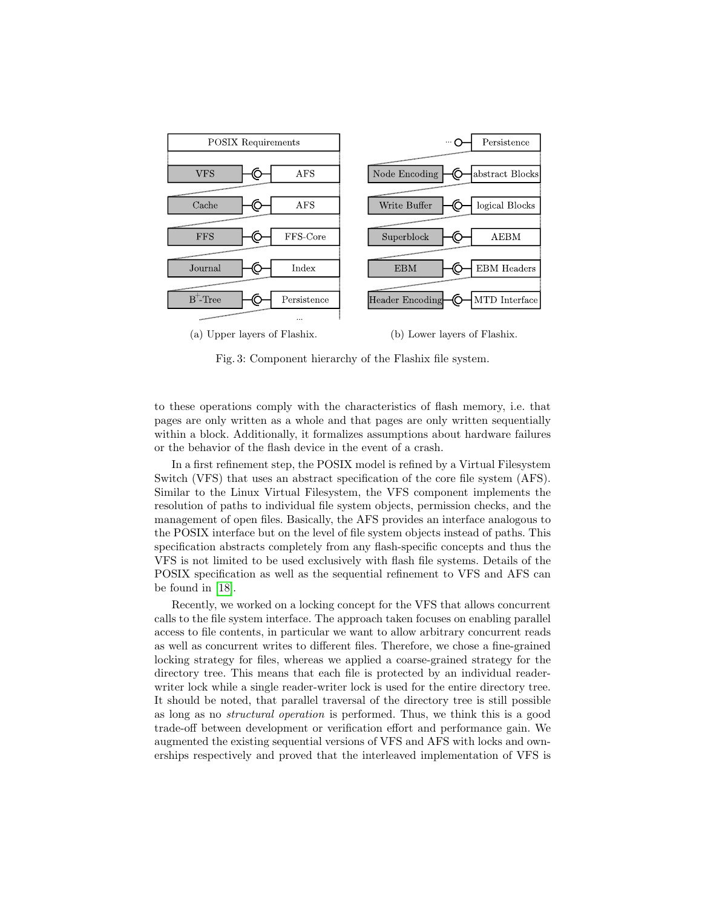POSIX Requirements

VFS — AFS

Cache — AFS

FFS — FFS-Core

Journal — Index

B$^+$-Tree — Persistence

...

(a) Upper layers of Flashix.

... — Persistence

Node Encoding — abstract Blocks

Write Buffer — logical Blocks

Superblock — AEBM

EBM — EBM Headers

Header Encoding — MTD Interface

(b) Lower layers of Flashix.

Fig. 3: Component hierarchy of the Flashix file system.

to these operations comply with the characteristics of flash memory, i.e. that pages are only written as a whole and that pages are only written sequentially within a block. Additionally, it formalizes assumptions about hardware failures or the behavior of the flash device in the event of a crash.

In a first refinement step, the POSIX model is refined by a Virtual Filesystem Switch (VFS) that uses an abstract specification of the core file system (AFS). Similar to the Linux Virtual Filesystem, the VFS component implements the resolution of paths to individual file system objects, permission checks, and the management of open files. Basically, the AFS provides an interface analogous to the POSIX interface but on the level of file system objects instead of paths. This specification abstracts completely from any flash-specific concepts and thus the VFS is not limited to be used exclusively with flash file systems. Details of the POSIX specification as well as the sequential refinement to VFS and AFS can be found in [18].

Recently, we worked on a locking concept for the VFS that allows concurrent calls to the file system interface. The approach taken focuses on enabling parallel access to file contents, in particular we want to allow arbitrary concurrent reads as well as concurrent writes to different files. Therefore, we chose a fine-grained locking strategy for files, whereas we applied a coarse-grained strategy for the directory tree. This means that each file is protected by an individual reader-writer lock while a single reader-writer lock is used for the entire directory tree. It should be noted, that parallel traversal of the directory tree is still possible as long as no *structural operation* is performed. Thus, we think this is a good trade-off between development or verification effort and performance gain. We augmented the existing sequential versions of VFS and AFS with locks and ownerships respectively and proved that the interleaved implementation of VFS is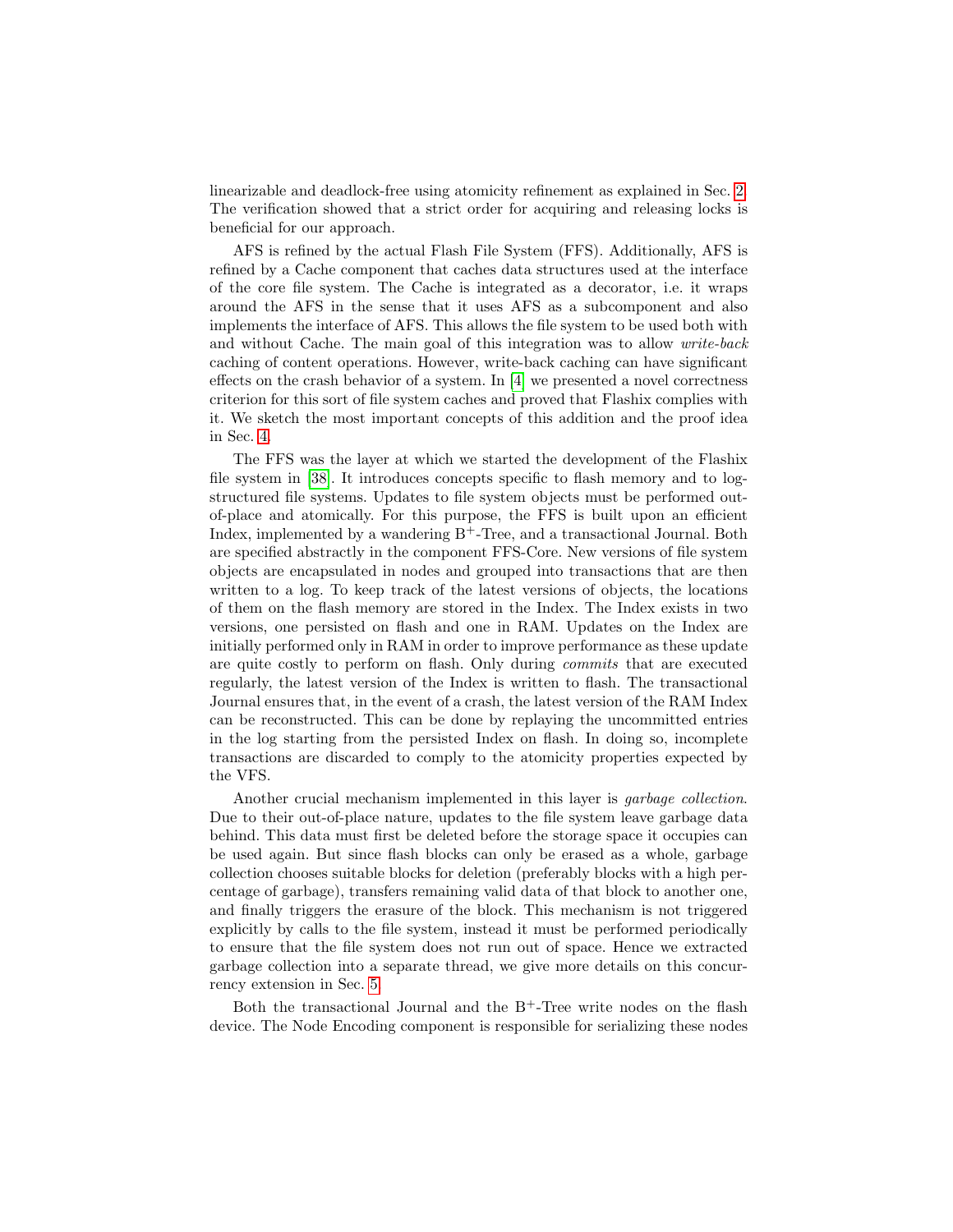linearizable and deadlock-free using atomicity refinement as explained in Sec. 2. The verification showed that a strict order for acquiring and releasing locks is beneficial for our approach.

AFS is refined by the actual Flash File System (FFS). Additionally, AFS is refined by a Cache component that caches data structures used at the interface of the core file system. The Cache is integrated as a decorator, i.e. it wraps around the AFS in the sense that it uses AFS as a subcomponent and also implements the interface of AFS. This allows the file system to be used both with and without Cache. The main goal of this integration was to allow *write-back* caching of content operations. However, write-back caching can have significant effects on the crash behavior of a system. In [4] we presented a novel correctness criterion for this sort of file system caches and proved that Flashix complies with it. We sketch the most important concepts of this addition and the proof idea in Sec. 4.

The FFS was the layer at which we started the development of the Flashix file system in [38]. It introduces concepts specific to flash memory and to log-structured file systems. Updates to file system objects must be performed out-of-place and atomically. For this purpose, the FFS is built upon an efficient Index, implemented by a wandering B$^+$-Tree, and a transactional Journal. Both are specified abstractly in the component FFS-Core. New versions of file system objects are encapsulated in nodes and grouped into transactions that are then written to a log. To keep track of the latest versions of objects, the locations of them on the flash memory are stored in the Index. The Index exists in two versions, one persisted on flash and one in RAM. Updates on the Index are initially performed only in RAM in order to improve performance as these update are quite costly to perform on flash. Only during *commits* that are executed regularly, the latest version of the Index is written to flash. The transactional Journal ensures that, in the event of a crash, the latest version of the RAM Index can be reconstructed. This can be done by replaying the uncommitted entries in the log starting from the persisted Index on flash. In doing so, incomplete transactions are discarded to comply to the atomicity properties expected by the VFS.

Another crucial mechanism implemented in this layer is *garbage collection*. Due to their out-of-place nature, updates to the file system leave garbage data behind. This data must first be deleted before the storage space it occupies can be used again. But since flash blocks can only be erased as a whole, garbage collection chooses suitable blocks for deletion (preferably blocks with a high percentage of garbage), transfers remaining valid data of that block to another one, and finally triggers the erasure of the block. This mechanism is not triggered explicitly by calls to the file system, instead it must be performed periodically to ensure that the file system does not run out of space. Hence we extracted garbage collection into a separate thread, we give more details on this concurrency extension in Sec. 5.

Both the transactional Journal and the B$^+$-Tree write nodes on the flash device. The Node Encoding component is responsible for serializing these nodes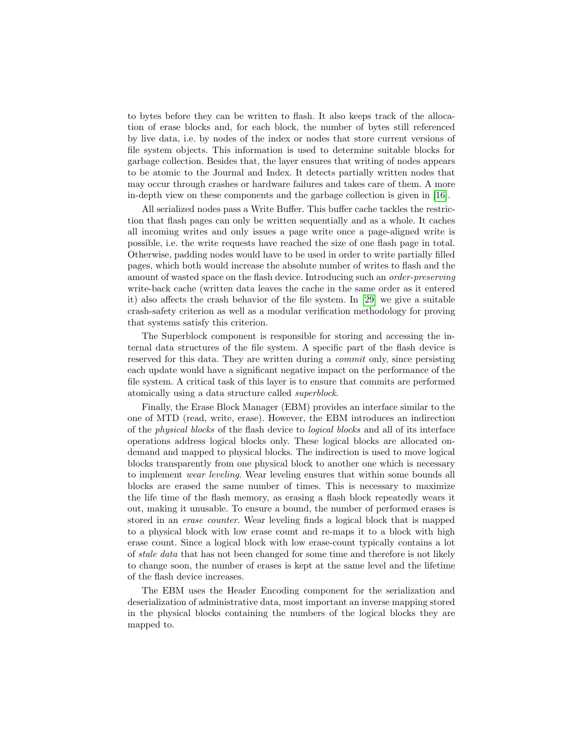to bytes before they can be written to flash. It also keeps track of the allocation of erase blocks and, for each block, the number of bytes still referenced by live data, i.e. by nodes of the index or nodes that store current versions of file system objects. This information is used to determine suitable blocks for garbage collection. Besides that, the layer ensures that writing of nodes appears to be atomic to the Journal and Index. It detects partially written nodes that may occur through crashes or hardware failures and takes care of them. A more in-depth view on these components and the garbage collection is given in [16].

All serialized nodes pass a Write Buffer. This buffer cache tackles the restriction that flash pages can only be written sequentially and as a whole. It caches all incoming writes and only issues a page write once a page-aligned write is possible, i.e. the write requests have reached the size of one flash page in total. Otherwise, padding nodes would have to be used in order to write partially filled pages, which both would increase the absolute number of writes to flash and the amount of wasted space on the flash device. Introducing such an *order-preserving* write-back cache (written data leaves the cache in the same order as it entered it) also affects the crash behavior of the file system. In [29] we give a suitable crash-safety criterion as well as a modular verification methodology for proving that systems satisfy this criterion.

The Superblock component is responsible for storing and accessing the internal data structures of the file system. A specific part of the flash device is reserved for this data. They are written during a *commit* only, since persisting each update would have a significant negative impact on the performance of the file system. A critical task of this layer is to ensure that commits are performed atomically using a data structure called *superblock*.

Finally, the Erase Block Manager (EBM) provides an interface similar to the one of MTD (read, write, erase). However, the EBM introduces an indirection of the *physical blocks* of the flash device to *logical blocks* and all of its interface operations address logical blocks only. These logical blocks are allocated on-demand and mapped to physical blocks. The indirection is used to move logical blocks transparently from one physical block to another one which is necessary to implement *wear leveling*. Wear leveling ensures that within some bounds all blocks are erased the same number of times. This is necessary to maximize the life time of the flash memory, as erasing a flash block repeatedly wears it out, making it unusable. To ensure a bound, the number of performed erases is stored in an *erase counter*. Wear leveling finds a logical block that is mapped to a physical block with low erase count and re-maps it to a block with high erase count. Since a logical block with low erase-count typically contains a lot of *stale data* that has not been changed for some time and therefore is not likely to change soon, the number of erases is kept at the same level and the lifetime of the flash device increases.

The EBM uses the Header Encoding component for the serialization and deserialization of administrative data, most important an inverse mapping stored in the physical blocks containing the numbers of the logical blocks they are mapped to.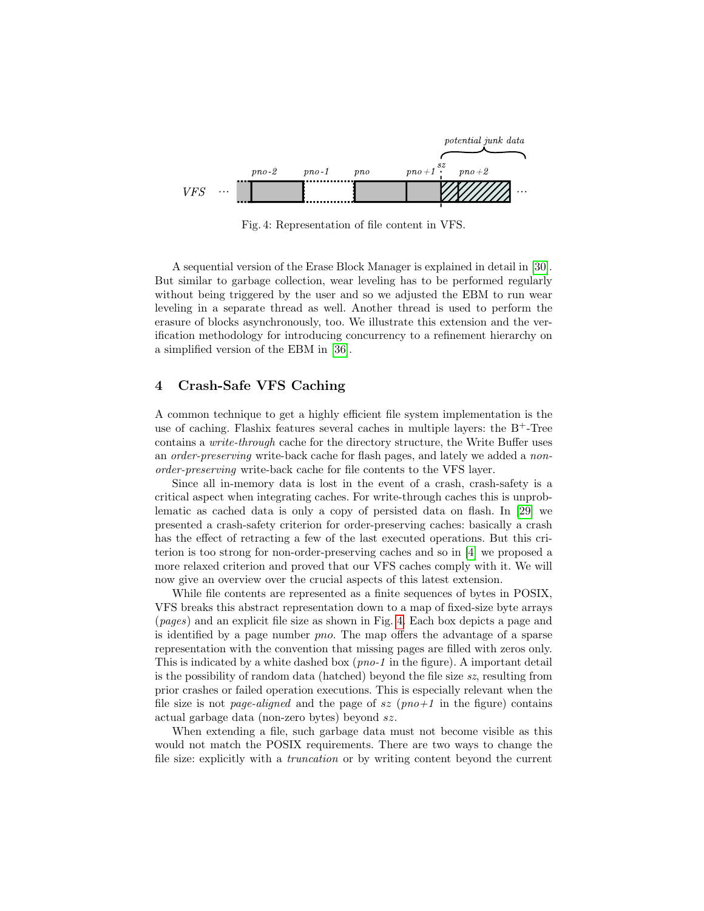potential junk data

sz

pno-2 pno-1 pno pno+1 pno+2

VFS ··· ···

Fig. 4: Representation of file content in VFS.

A sequential version of the Erase Block Manager is explained in detail in [30]. But similar to garbage collection, wear leveling has to be performed regularly without being triggered by the user and so we adjusted the EBM to run wear leveling in a separate thread as well. Another thread is used to perform the erasure of blocks asynchronously, too. We illustrate this extension and the verification methodology for introducing concurrency to a refinement hierarchy on a simplified version of the EBM in [36].

## 4 Crash-Safe VFS Caching

A common technique to get a highly efficient file system implementation is the use of caching. Flashix features several caches in multiple layers: the $B^+$-Tree contains a *write-through* cache for the directory structure, the Write Buffer uses an *order-preserving* write-back cache for flash pages, and lately we added a *non-order-preserving* write-back cache for file contents to the VFS layer.

Since all in-memory data is lost in the event of a crash, crash-safety is a critical aspect when integrating caches. For write-through caches this is unproblematic as cached data is only a copy of persisted data on flash. In [29] we presented a crash-safety criterion for order-preserving caches: basically a crash has the effect of retracting a few of the last executed operations. But this criterion is too strong for non-order-preserving caches and so in [4] we proposed a more relaxed criterion and proved that our VFS caches comply with it. We will now give an overview over the crucial aspects of this latest extension.

While file contents are represented as a finite sequences of bytes in POSIX, VFS breaks this abstract representation down to a map of fixed-size byte arrays (*pages*) and an explicit file size as shown in Fig. 4. Each box depicts a page and is identified by a page number *pno*. The map offers the advantage of a sparse representation with the convention that missing pages are filled with zeros only. This is indicated by a white dashed box (*pno-1* in the figure). A important detail is the possibility of random data (hatched) beyond the file size *sz*, resulting from prior crashes or failed operation executions. This is especially relevant when the file size is not *page-aligned* and the page of *sz* (*pno+1* in the figure) contains actual garbage data (non-zero bytes) beyond *sz*.

When extending a file, such garbage data must not become visible as this would not match the POSIX requirements. There are two ways to change the file size: explicitly with a *truncation* or by writing content beyond the current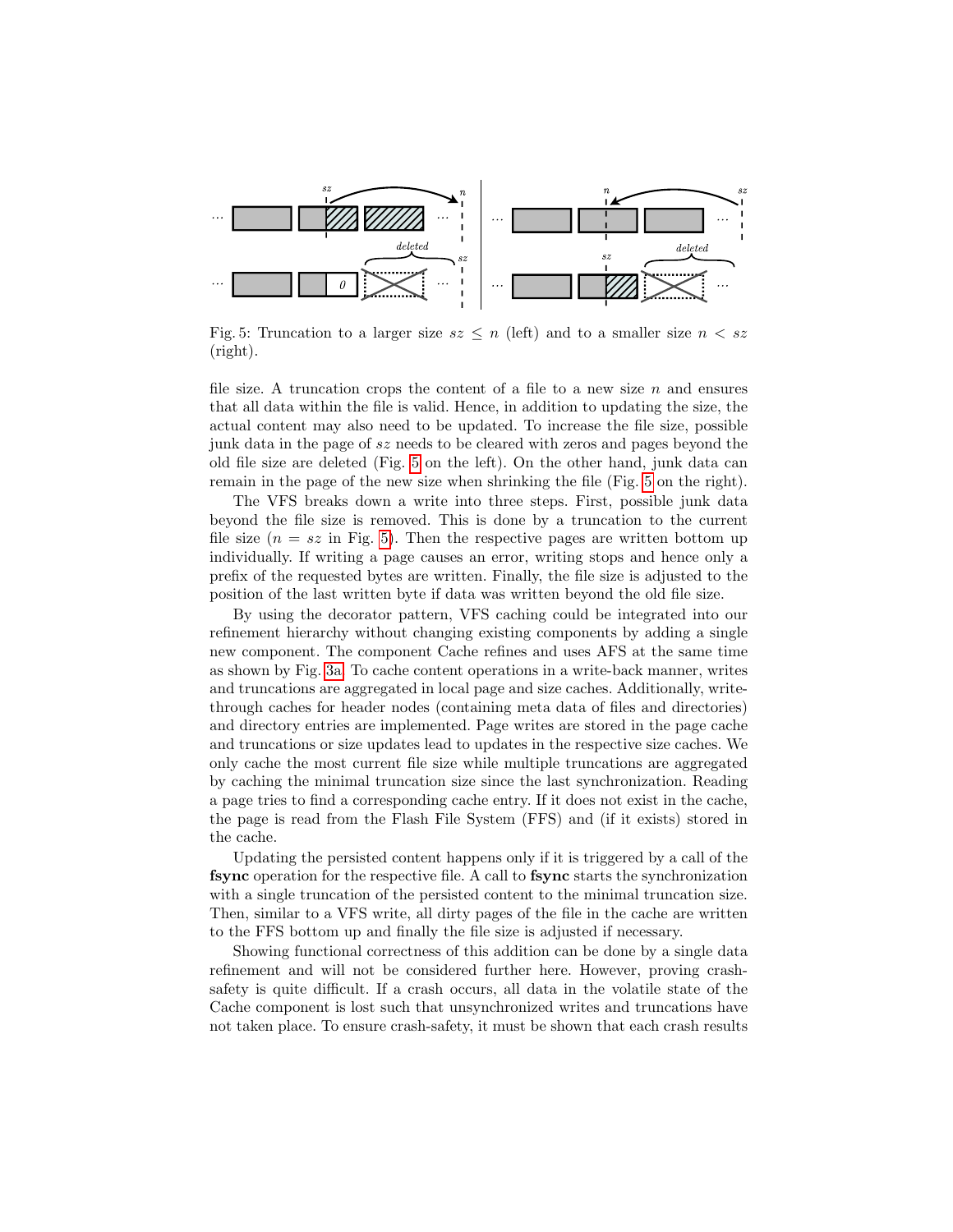... sz n ... ... n sz ...

deleted deleted

... 0 ... sz ... sz ...

Fig. 5: Truncation to a larger size $sz \leq n$ (left) and to a smaller size $n < sz$ (right).

file size. A truncation crops the content of a file to a new size $n$ and ensures that all data within the file is valid. Hence, in addition to updating the size, the actual content may also need to be updated. To increase the file size, possible junk data in the page of $sz$ needs to be cleared with zeros and pages beyond the old file size are deleted (Fig. 5 on the left). On the other hand, junk data can remain in the page of the new size when shrinking the file (Fig. 5 on the right).

The VFS breaks down a write into three steps. First, possible junk data beyond the file size is removed. This is done by a truncation to the current file size ($n = sz$ in Fig. 5). Then the respective pages are written bottom up individually. If writing a page causes an error, writing stops and hence only a prefix of the requested bytes are written. Finally, the file size is adjusted to the position of the last written byte if data was written beyond the old file size.

By using the decorator pattern, VFS caching could be integrated into our refinement hierarchy without changing existing components by adding a single new component. The component Cache refines and uses AFS at the same time as shown by Fig. 3a. To cache content operations in a write-back manner, writes and truncations are aggregated in local page and size caches. Additionally, write-through caches for header nodes (containing meta data of files and directories) and directory entries are implemented. Page writes are stored in the page cache and truncations or size updates lead to updates in the respective size caches. We only cache the most current file size while multiple truncations are aggregated by caching the minimal truncation size since the last synchronization. Reading a page tries to find a corresponding cache entry. If it does not exist in the cache, the page is read from the Flash File System (FFS) and (if it exists) stored in the cache.

Updating the persisted content happens only if it is triggered by a call of the **fsync** operation for the respective file. A call to **fsync** starts the synchronization with a single truncation of the persisted content to the minimal truncation size. Then, similar to a VFS write, all dirty pages of the file in the cache are written to the FFS bottom up and finally the file size is adjusted if necessary.

Showing functional correctness of this addition can be done by a single data refinement and will not be considered further here. However, proving crash-safety is quite difficult. If a crash occurs, all data in the volatile state of the Cache component is lost such that unsynchronized writes and truncations have not taken place. To ensure crash-safety, it must be shown that each crash results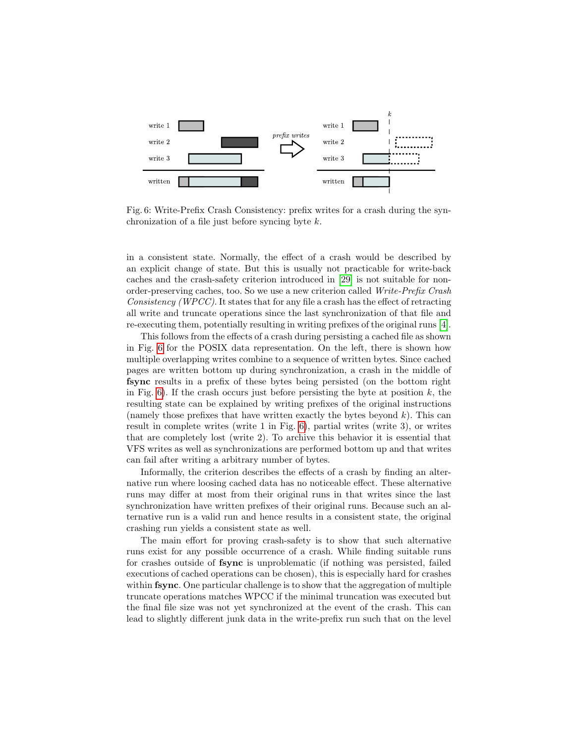write 1
write 2
write 3
written

*prefix writes*

$k$

write 1
write 2
write 3
written

Fig. 6: Write-Prefix Crash Consistency: prefix writes for a crash during the synchronization of a file just before syncing byte $k$.

in a consistent state. Normally, the effect of a crash would be described by an explicit change of state. But this is usually not practicable for write-back caches and the crash-safety criterion introduced in [29] is not suitable for non-order-preserving caches, too. So we use a new criterion called *Write-Prefix Crash Consistency (WPCC)*. It states that for any file a crash has the effect of retracting all write and truncate operations since the last synchronization of that file and re-executing them, potentially resulting in writing prefixes of the original runs [4].

This follows from the effects of a crash during persisting a cached file as shown in Fig. 6 for the POSIX data representation. On the left, there is shown how multiple overlapping writes combine to a sequence of written bytes. Since cached pages are written bottom up during synchronization, a crash in the middle of **fsync** results in a prefix of these bytes being persisted (on the bottom right in Fig. 6). If the crash occurs just before persisting the byte at position $k$, the resulting state can be explained by writing prefixes of the original instructions (namely those prefixes that have written exactly the bytes beyond $k$). This can result in complete writes (write 1 in Fig. 6), partial writes (write 3), or writes that are completely lost (write 2). To archive this behavior it is essential that VFS writes as well as synchronizations are performed bottom up and that writes can fail after writing a arbitrary number of bytes.

Informally, the criterion describes the effects of a crash by finding an alternative run where loosing cached data has no noticeable effect. These alternative runs may differ at most from their original runs in that writes since the last synchronization have written prefixes of their original runs. Because such an alternative run is a valid run and hence results in a consistent state, the original crashing run yields a consistent state as well.

The main effort for proving crash-safety is to show that such alternative runs exist for any possible occurrence of a crash. While finding suitable runs for crashes outside of **fsync** is unproblematic (if nothing was persisted, failed executions of cached operations can be chosen), this is especially hard for crashes within **fsync**. One particular challenge is to show that the aggregation of multiple truncate operations matches WPCC if the minimal truncation was executed but the final file size was not yet synchronized at the event of the crash. This can lead to slightly different junk data in the write-prefix run such that on the level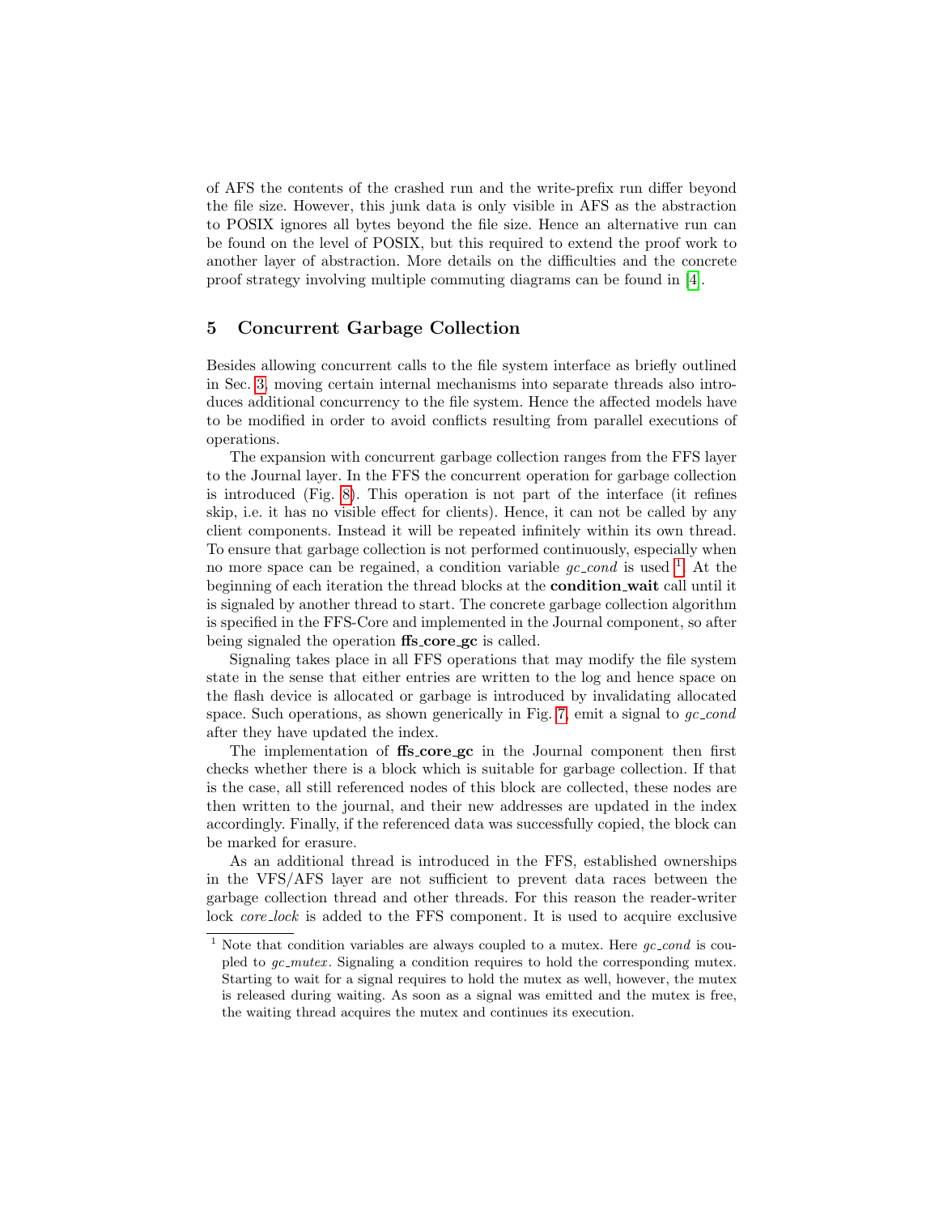of AFS the contents of the crashed run and the write-prefix run differ beyond the file size. However, this junk data is only visible in AFS as the abstraction to POSIX ignores all bytes beyond the file size. Hence an alternative run can be found on the level of POSIX, but this required to extend the proof work to another layer of abstraction. More details on the difficulties and the concrete proof strategy involving multiple commuting diagrams can be found in [4].

## 5 Concurrent Garbage Collection

Besides allowing concurrent calls to the file system interface as briefly outlined in Sec. 3, moving certain internal mechanisms into separate threads also introduces additional concurrency to the file system. Hence the affected models have to be modified in order to avoid conflicts resulting from parallel executions of operations.

The expansion with concurrent garbage collection ranges from the FFS layer to the Journal layer. In the FFS the concurrent operation for garbage collection is introduced (Fig. 8). This operation is not part of the interface (it refines skip, i.e. it has no visible effect for clients). Hence, it can not be called by any client components. Instead it will be repeated infinitely within its own thread. To ensure that garbage collection is not performed continuously, especially when no more space can be regained, a condition variable *gc_cond* is used [1]. At the beginning of each iteration the thread blocks at the **condition_wait** call until it is signaled by another thread to start. The concrete garbage collection algorithm is specified in the FFS-Core and implemented in the Journal component, so after being signaled the operation **ffs_core_gc** is called.

Signaling takes place in all FFS operations that may modify the file system state in the sense that either entries are written to the log and hence space on the flash device is allocated or garbage is introduced by invalidating allocated space. Such operations, as shown generically in Fig. 7, emit a signal to *gc_cond* after they have updated the index.

The implementation of **ffs_core_gc** in the Journal component then first checks whether there is a block which is suitable for garbage collection. If that is the case, all still referenced nodes of this block are collected, these nodes are then written to the journal, and their new addresses are updated in the index accordingly. Finally, if the referenced data was successfully copied, the block can be marked for erasure.

As an additional thread is introduced in the FFS, established ownerships in the VFS/AFS layer are not sufficient to prevent data races between the garbage collection thread and other threads. For this reason the reader-writer lock *core_lock* is added to the FFS component. It is used to acquire exclusive

---

[1] Note that condition variables are always coupled to a mutex. Here *gc_cond* is coupled to *gc_mutex*. Signaling a condition requires to hold the corresponding mutex. Starting to wait for a signal requires to hold the mutex as well, however, the mutex is released during waiting. As soon as a signal was emitted and the mutex is free, the waiting thread acquires the mutex and continues its execution.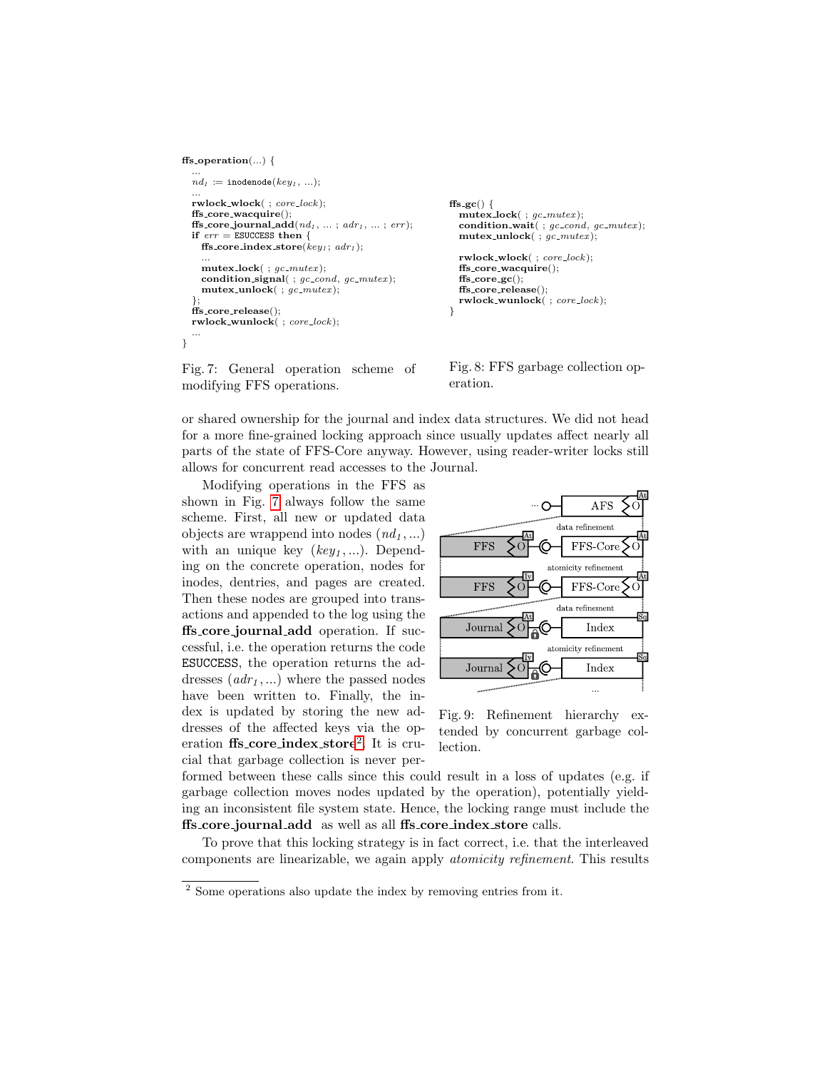```
ffs_operation(...) {
  ...
  nd_1 := inodenode(key_1, ...);
  ...
  rwlock_wlock( ; core_lock);
  ffs_core_wacquire();
  ffs_core_journal_add(nd_1, ... ; adr_1, ... ; err);
  if err = ESUCCESS then {
    ffs_core_index_store(key_1; adr_1);
    ...
    mutex_lock( ; gc_mutex);
    condition_signal( ; gc_cond, gc_mutex);
    mutex_unlock( ; gc_mutex);
  };
  ffs_core_release();
  rwlock_wunlock( ; core_lock);
  ...
}
```

Fig. 7: General operation scheme of modifying FFS operations.

```
ffs_gc() {
  mutex_lock( ; gc_mutex);
  condition_wait( ; gc_cond, gc_mutex);
  mutex_unlock( ; gc_mutex);

  rwlock_wlock( ; core_lock);
  ffs_core_wacquire();
  ffs_core_gc();
  ffs_core_release();
  rwlock_wunlock( ; core_lock);
}
```

Fig. 8: FFS garbage collection operation.

or shared ownership for the journal and index data structures. We did not head for a more fine-grained locking approach since usually updates affect nearly all parts of the state of FFS-Core anyway. However, using reader-writer locks still allows for concurrent read accesses to the Journal.

Modifying operations in the FFS as shown in Fig. 7 always follow the same scheme. First, all new or updated data objects are wrappend into nodes ($nd_1, ...$) with an unique key ($key_1, ...$). Depending on the concrete operation, nodes for inodes, dentries, and pages are created. Then these nodes are grouped into transactions and appended to the log using the **ffs_core_journal_add** operation. If successful, i.e. the operation returns the code ESUCCESS, the operation returns the addresses ($adr_1, ...$) where the passed nodes have been written to. Finally, the index is updated by storing the new addresses of the affected keys via the operation **ffs_core_index_store**[2]. It is crucial that garbage collection is never performed between these calls since this could result in a loss of updates (e.g. if garbage collection moves nodes updated by the operation), potentially yielding an inconsistent file system state. Hence, the locking range must include the **ffs_core_journal_add** as well as all **ffs_core_index_store** calls.

Fig. 9: Refinement hierarchy extended by concurrent garbage collection.

To prove that this locking strategy is in fact correct, i.e. that the interleaved components are linearizable, we again apply *atomicity refinement*. This results

[2] Some operations also update the index by removing entries from it.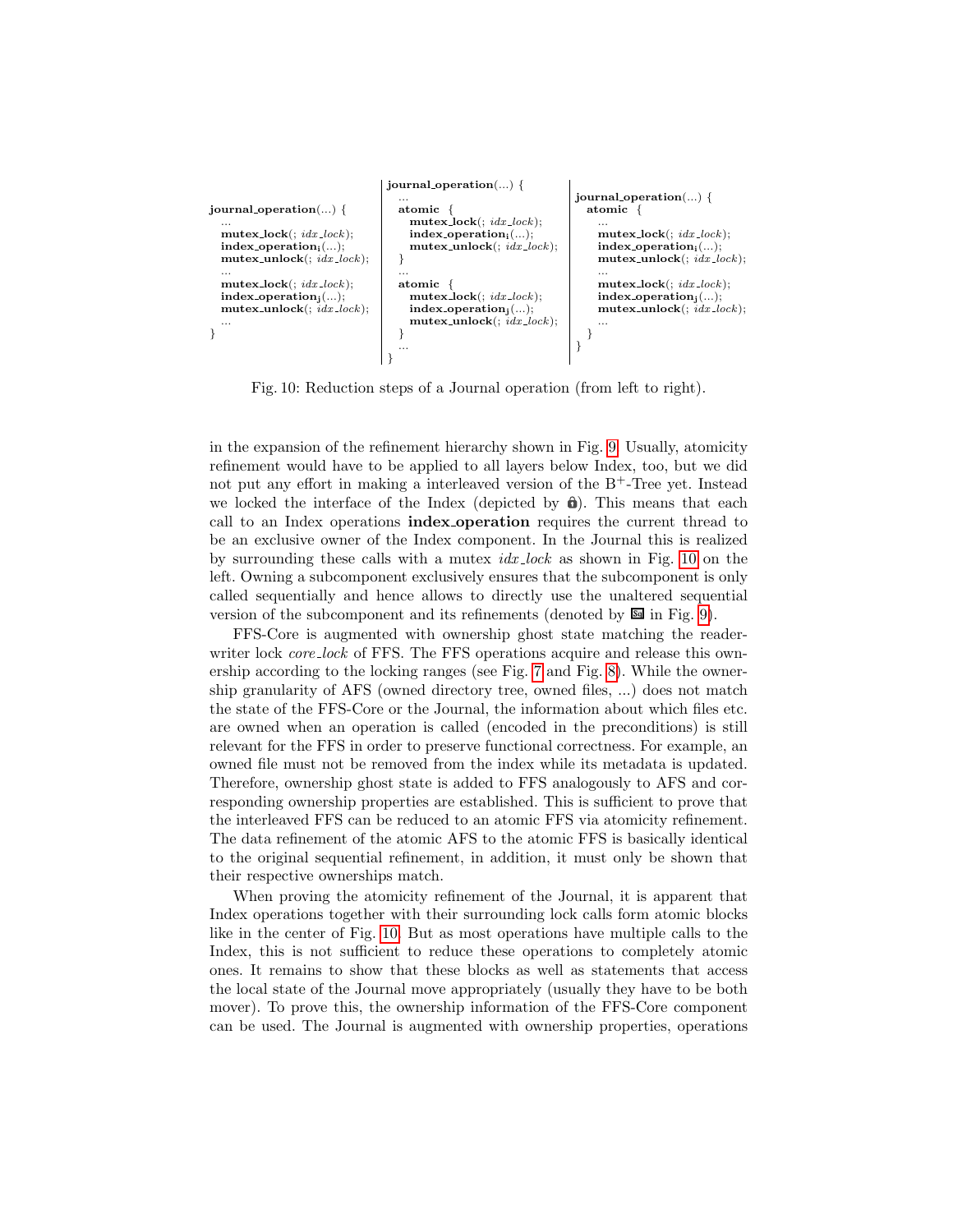```
journal_operation(...) {
  ...
  mutex_lock(; idx_lock);
  index_operation_i(...);
  mutex_unlock(; idx_lock);
  ...
  mutex_lock(; idx_lock);
  index_operation_j(...);
  mutex_unlock(; idx_lock);
  ...
}
```

```
journal_operation(...) {
  ...
  atomic {
    mutex_lock(; idx_lock);
    index_operation_i(...);
    mutex_unlock(; idx_lock);
  }
  ...
  atomic {
    mutex_lock(; idx_lock);
    index_operation_j(...);
    mutex_unlock(; idx_lock);
  }
  ...
}
```

```
journal_operation(...) {
  atomic {
    ...
    mutex_lock(; idx_lock);
    index_operation_i(...);
    mutex_unlock(; idx_lock);
    ...
    mutex_lock(; idx_lock);
    index_operation_j(...);
    mutex_unlock(; idx_lock);
    ...
  }
}
```

Fig. 10: Reduction steps of a Journal operation (from left to right).

in the expansion of the refinement hierarchy shown in Fig. 9. Usually, atomicity refinement would have to be applied to all layers below Index, too, but we did not put any effort in making a interleaved version of the B$^+$-Tree yet. Instead we locked the interface of the Index (depicted by 🔒). This means that each call to an Index operations **index_operation** requires the current thread to be an exclusive owner of the Index component. In the Journal this is realized by surrounding these calls with a mutex *idx_lock* as shown in Fig. 10 on the left. Owning a subcomponent exclusively ensures that the subcomponent is only called sequentially and hence allows to directly use the unaltered sequential version of the subcomponent and its refinements (denoted by Sq in Fig. 9).

FFS-Core is augmented with ownership ghost state matching the reader-writer lock *core_lock* of FFS. The FFS operations acquire and release this ownership according to the locking ranges (see Fig. 7 and Fig. 8). While the ownership granularity of AFS (owned directory tree, owned files, ...) does not match the state of the FFS-Core or the Journal, the information about which files etc. are owned when an operation is called (encoded in the preconditions) is still relevant for the FFS in order to preserve functional correctness. For example, an owned file must not be removed from the index while its metadata is updated. Therefore, ownership ghost state is added to FFS analogously to AFS and corresponding ownership properties are established. This is sufficient to prove that the interleaved FFS can be reduced to an atomic FFS via atomicity refinement. The data refinement of the atomic AFS to the atomic FFS is basically identical to the original sequential refinement, in addition, it must only be shown that their respective ownerships match.

When proving the atomicity refinement of the Journal, it is apparent that Index operations together with their surrounding lock calls form atomic blocks like in the center of Fig. 10. But as most operations have multiple calls to the Index, this is not sufficient to reduce these operations to completely atomic ones. It remains to show that these blocks as well as statements that access the local state of the Journal move appropriately (usually they have to be both mover). To prove this, the ownership information of the FFS-Core component can be used. The Journal is augmented with ownership properties, operations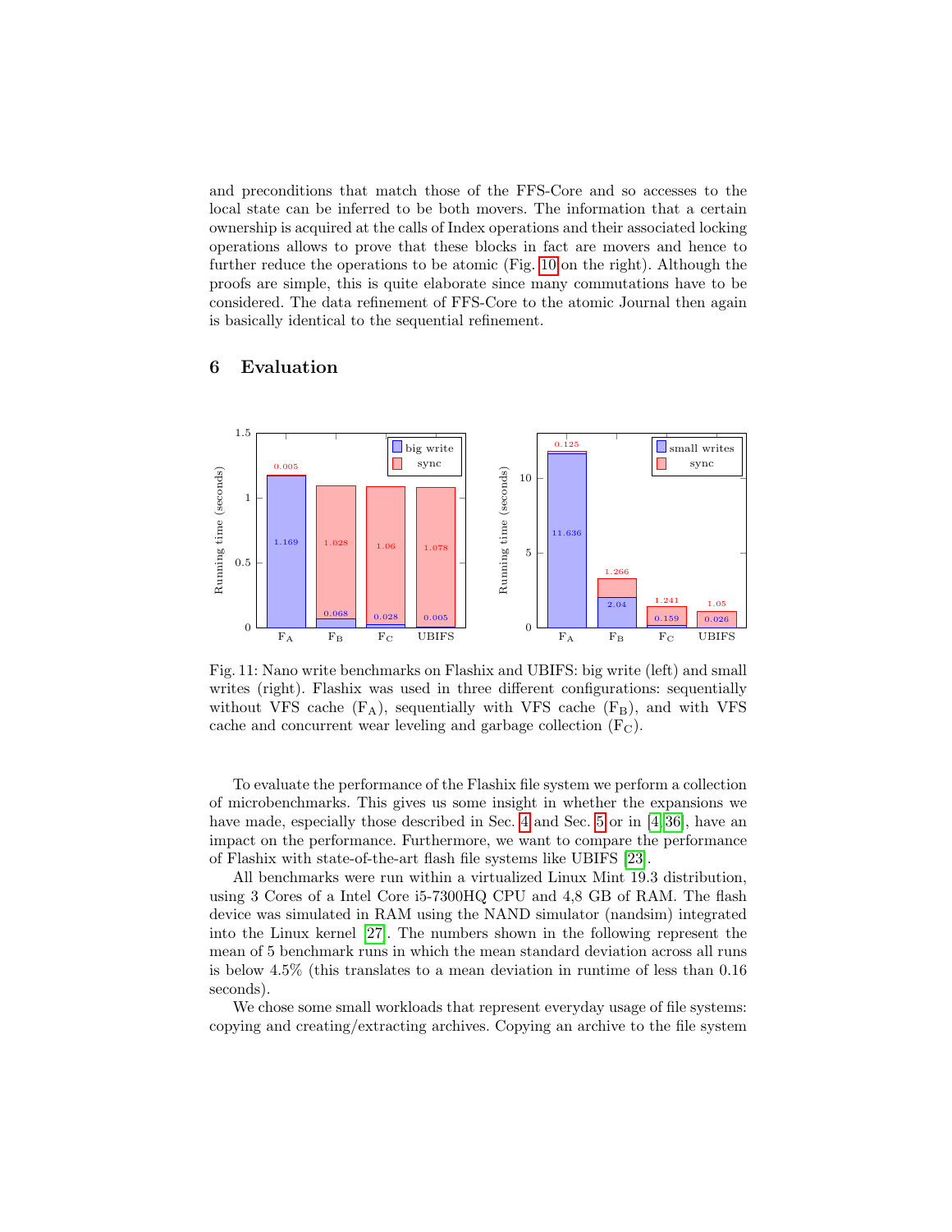and preconditions that match those of the FFS-Core and so accesses to the local state can be inferred to be both movers. The information that a certain ownership is acquired at the calls of Index operations and their associated locking operations allows to prove that these blocks in fact are movers and hence to further reduce the operations to be atomic (Fig. 10 on the right). Although the proofs are simple, this is quite elaborate since many commutations have to be considered. The data refinement of FFS-Core to the atomic Journal then again is basically identical to the sequential refinement.

## 6 Evaluation

Fig. 11: Nano write benchmarks on Flashix and UBIFS: big write (left) and small writes (right). Flashix was used in three different configurations: sequentially without VFS cache ($F_A$), sequentially with VFS cache ($F_B$), and with VFS cache and concurrent wear leveling and garbage collection ($F_C$).

To evaluate the performance of the Flashix file system we perform a collection of microbenchmarks. This gives us some insight in whether the expansions we have made, especially those described in Sec. 4 and Sec. 5 or in [4,36], have an impact on the performance. Furthermore, we want to compare the performance of Flashix with state-of-the-art flash file systems like UBIFS [23].

All benchmarks were run within a virtualized Linux Mint 19.3 distribution, using 3 Cores of a Intel Core i5-7300HQ CPU and 4,8 GB of RAM. The flash device was simulated in RAM using the NAND simulator (nandsim) integrated into the Linux kernel [27]. The numbers shown in the following represent the mean of 5 benchmark runs in which the mean standard deviation across all runs is below 4.5% (this translates to a mean deviation in runtime of less than 0.16 seconds).

We chose some small workloads that represent everyday usage of file systems: copying and creating/extracting archives. Copying an archive to the file system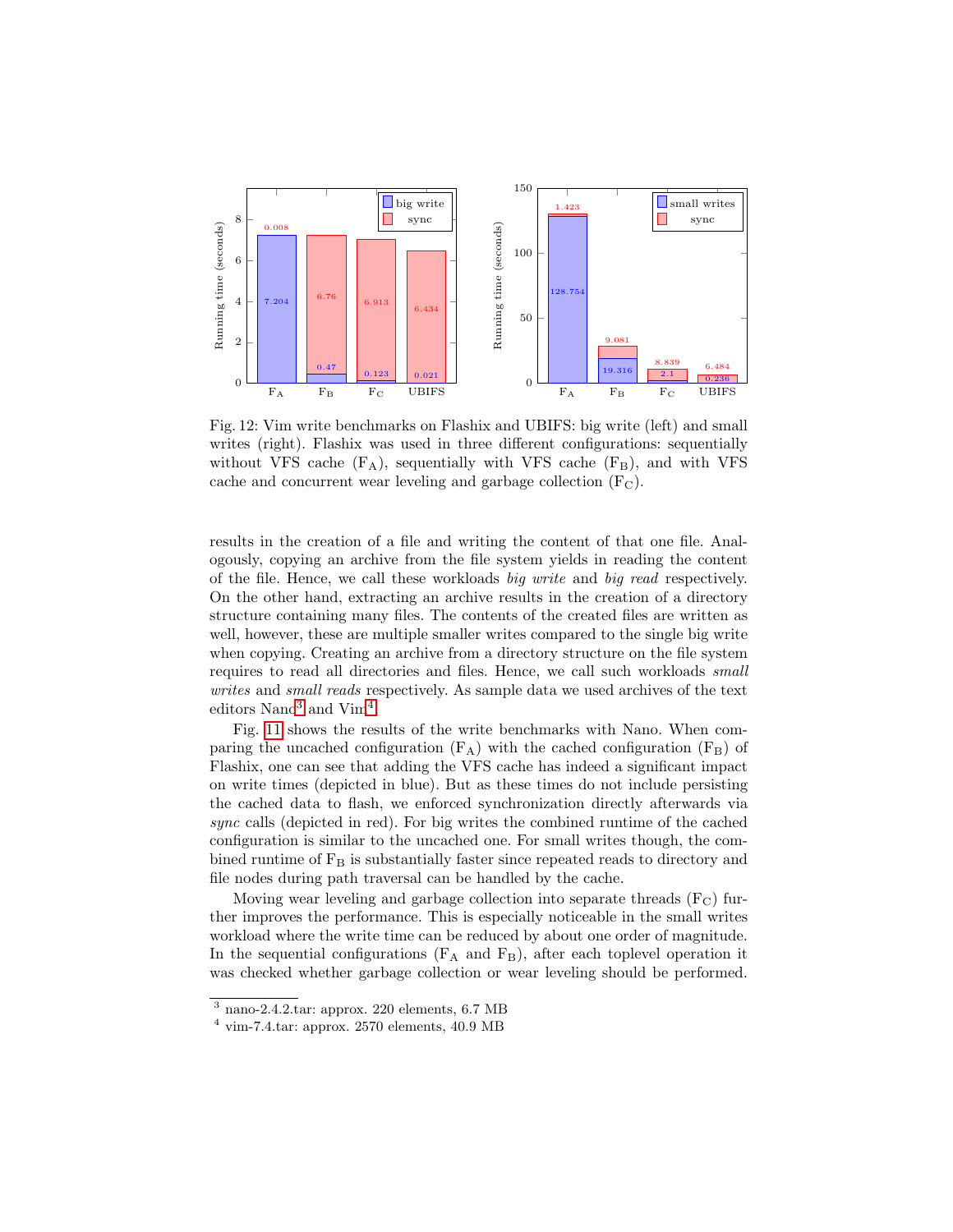Fig. 12: Vim write benchmarks on Flashix and UBIFS: big write (left) and small writes (right). Flashix was used in three different configurations: sequentially without VFS cache ($F_A$), sequentially with VFS cache ($F_B$), and with VFS cache and concurrent wear leveling and garbage collection ($F_C$).

results in the creation of a file and writing the content of that one file. Analogously, copying an archive from the file system yields in reading the content of the file. Hence, we call these workloads *big write* and *big read* respectively. On the other hand, extracting an archive results in the creation of a directory structure containing many files. The contents of the created files are written as well, however, these are multiple smaller writes compared to the single big write when copying. Creating an archive from a directory structure on the file system requires to read all directories and files. Hence, we call such workloads *small writes* and *small reads* respectively. As sample data we used archives of the text editors Nano[3] and Vim[4].

Fig. 11 shows the results of the write benchmarks with Nano. When comparing the uncached configuration ($F_A$) with the cached configuration ($F_B$) of Flashix, one can see that adding the VFS cache has indeed a significant impact on write times (depicted in blue). But as these times do not include persisting the cached data to flash, we enforced synchronization directly afterwards via *sync* calls (depicted in red). For big writes the combined runtime of the cached configuration is similar to the uncached one. For small writes though, the combined runtime of $F_B$ is substantially faster since repeated reads to directory and file nodes during path traversal can be handled by the cache.

Moving wear leveling and garbage collection into separate threads ($F_C$) further improves the performance. This is especially noticeable in the small writes workload where the write time can be reduced by about one order of magnitude. In the sequential configurations ($F_A$ and $F_B$), after each toplevel operation it was checked whether garbage collection or wear leveling should be performed.

[3] nano-2.4.2.tar: approx. 220 elements, 6.7 MB

[4] vim-7.4.tar: approx. 2570 elements, 40.9 MB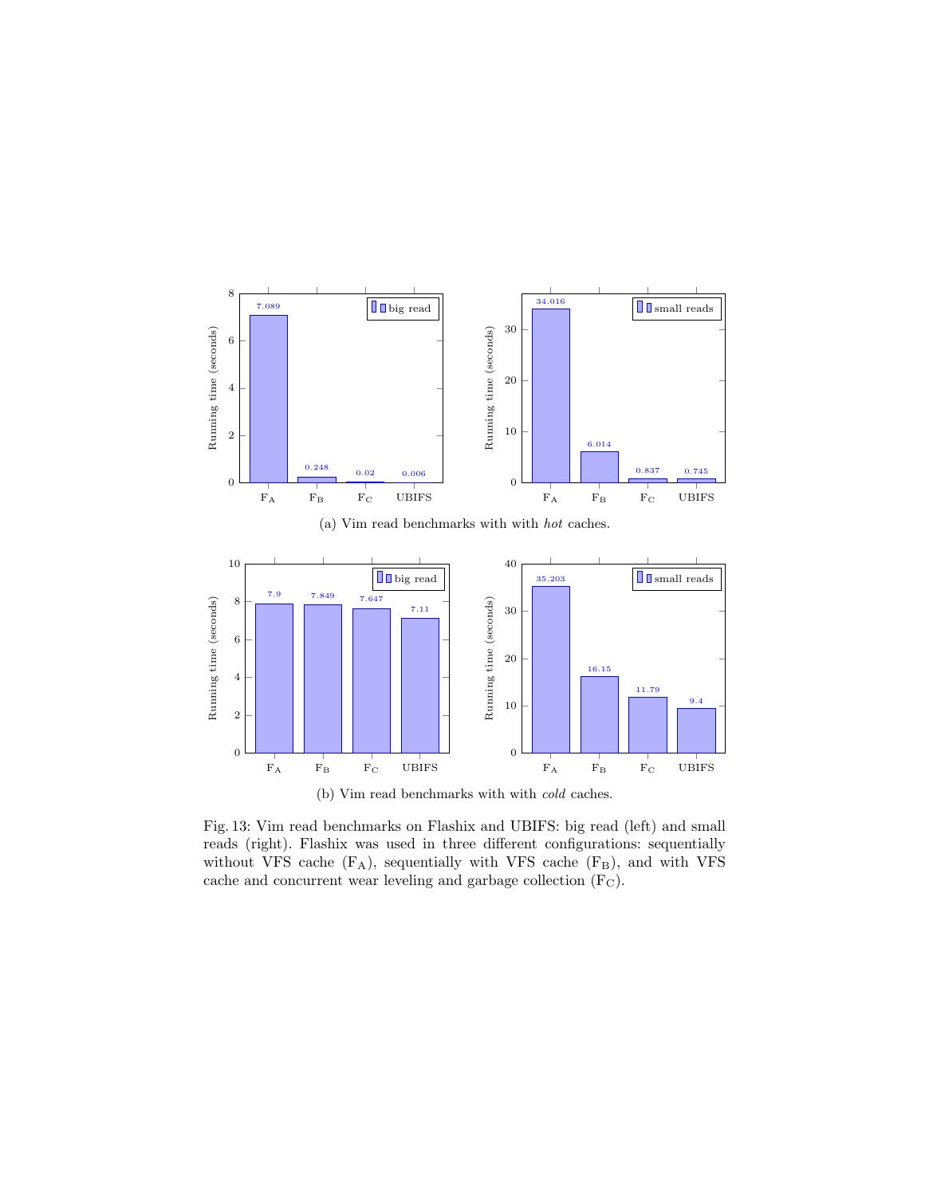| | $F_A$ | $F_B$ | $F_C$ | UBIFS |
|---|---|---|---|---|
| big read (s) | 7.089 | 0.248 | 0.02 | 0.006 |
| small reads (s) | 34.016 | 6.014 | 0.837 | 0.745 |

(a) Vim read benchmarks with with *hot* caches.

| | $F_A$ | $F_B$ | $F_C$ | UBIFS |
|---|---|---|---|---|
| big read (s) | 7.9 | 7.849 | 7.647 | 7.11 |
| small reads (s) | 35.203 | 16.15 | 11.79 | 9.4 |

(b) Vim read benchmarks with with *cold* caches.

Fig. 13: Vim read benchmarks on Flashix and UBIFS: big read (left) and small reads (right). Flashix was used in three different configurations: sequentially without VFS cache ($F_A$), sequentially with VFS cache ($F_B$), and with VFS cache and concurrent wear leveling and garbage collection ($F_C$).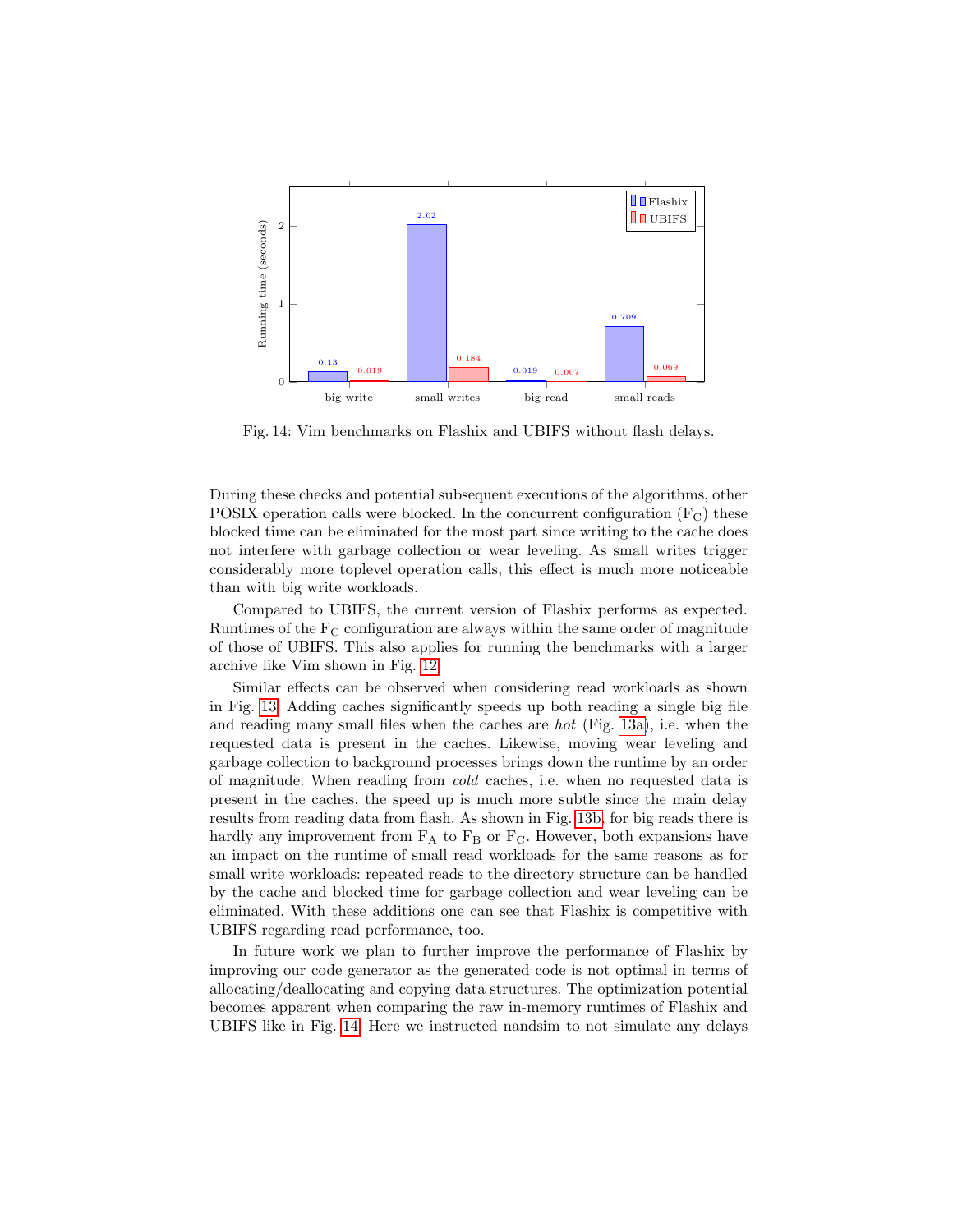Fig. 14: Vim benchmarks on Flashix and UBIFS without flash delays.

During these checks and potential subsequent executions of the algorithms, other POSIX operation calls were blocked. In the concurrent configuration ($F_C$) these blocked time can be eliminated for the most part since writing to the cache does not interfere with garbage collection or wear leveling. As small writes trigger considerably more toplevel operation calls, this effect is much more noticeable than with big write workloads.

Compared to UBIFS, the current version of Flashix performs as expected. Runtimes of the $F_C$ configuration are always within the same order of magnitude of those of UBIFS. This also applies for running the benchmarks with a larger archive like Vim shown in Fig. 12.

Similar effects can be observed when considering read workloads as shown in Fig. 13. Adding caches significantly speeds up both reading a single big file and reading many small files when the caches are *hot* (Fig. 13a), i.e. when the requested data is present in the caches. Likewise, moving wear leveling and garbage collection to background processes brings down the runtime by an order of magnitude. When reading from *cold* caches, i.e. when no requested data is present in the caches, the speed up is much more subtle since the main delay results from reading data from flash. As shown in Fig. 13b, for big reads there is hardly any improvement from $F_A$ to $F_B$ or $F_C$. However, both expansions have an impact on the runtime of small read workloads for the same reasons as for small write workloads: repeated reads to the directory structure can be handled by the cache and blocked time for garbage collection and wear leveling can be eliminated. With these additions one can see that Flashix is competitive with UBIFS regarding read performance, too.

In future work we plan to further improve the performance of Flashix by improving our code generator as the generated code is not optimal in terms of allocating/deallocating and copying data structures. The optimization potential becomes apparent when comparing the raw in-memory runtimes of Flashix and UBIFS like in Fig. 14. Here we instructed nandsim to not simulate any delays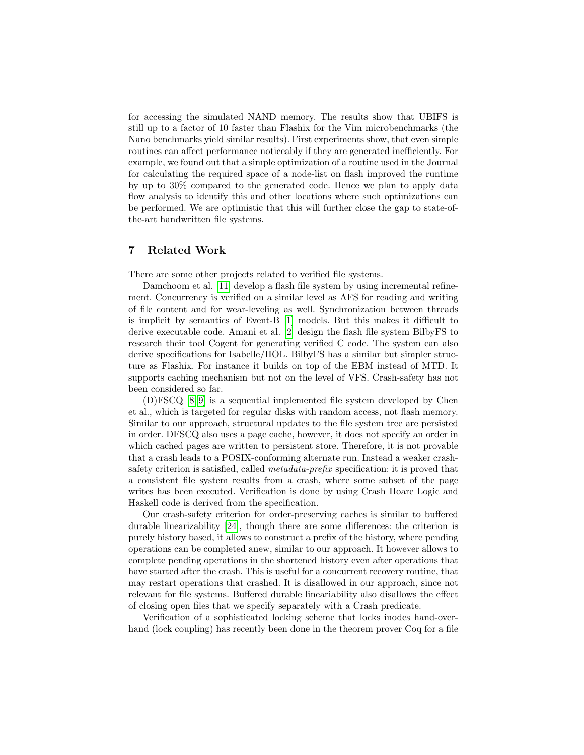for accessing the simulated NAND memory. The results show that UBIFS is still up to a factor of 10 faster than Flashix for the Vim microbenchmarks (the Nano benchmarks yield similar results). First experiments show, that even simple routines can affect performance noticeably if they are generated inefficiently. For example, we found out that a simple optimization of a routine used in the Journal for calculating the required space of a node-list on flash improved the runtime by up to 30% compared to the generated code. Hence we plan to apply data flow analysis to identify this and other locations where such optimizations can be performed. We are optimistic that this will further close the gap to state-of-the-art handwritten file systems.

## 7 Related Work

There are some other projects related to verified file systems.

Damchoom et al. [11] develop a flash file system by using incremental refinement. Concurrency is verified on a similar level as AFS for reading and writing of file content and for wear-leveling as well. Synchronization between threads is implicit by semantics of Event-B [1] models. But this makes it difficult to derive executable code. Amani et al. [2] design the flash file system BilbyFS to research their tool Cogent for generating verified C code. The system can also derive specifications for Isabelle/HOL. BilbyFS has a similar but simpler structure as Flashix. For instance it builds on top of the EBM instead of MTD. It supports caching mechanism but not on the level of VFS. Crash-safety has not been considered so far.

(D)FSCQ [8,9] is a sequential implemented file system developed by Chen et al., which is targeted for regular disks with random access, not flash memory. Similar to our approach, structural updates to the file system tree are persisted in order. DFSCQ also uses a page cache, however, it does not specify an order in which cached pages are written to persistent store. Therefore, it is not provable that a crash leads to a POSIX-conforming alternate run. Instead a weaker crash-safety criterion is satisfied, called *metadata-prefix* specification: it is proved that a consistent file system results from a crash, where some subset of the page writes has been executed. Verification is done by using Crash Hoare Logic and Haskell code is derived from the specification.

Our crash-safety criterion for order-preserving caches is similar to buffered durable linearizability [24], though there are some differences: the criterion is purely history based, it allows to construct a prefix of the history, where pending operations can be completed anew, similar to our approach. It however allows to complete pending operations in the shortened history even after operations that have started after the crash. This is useful for a concurrent recovery routine, that may restart operations that crashed. It is disallowed in our approach, since not relevant for file systems. Buffered durable linearizability also disallows the effect of closing open files that we specify separately with a Crash predicate.

Verification of a sophisticated locking scheme that locks inodes hand-over-hand (lock coupling) has recently been done in the theorem prover Coq for a file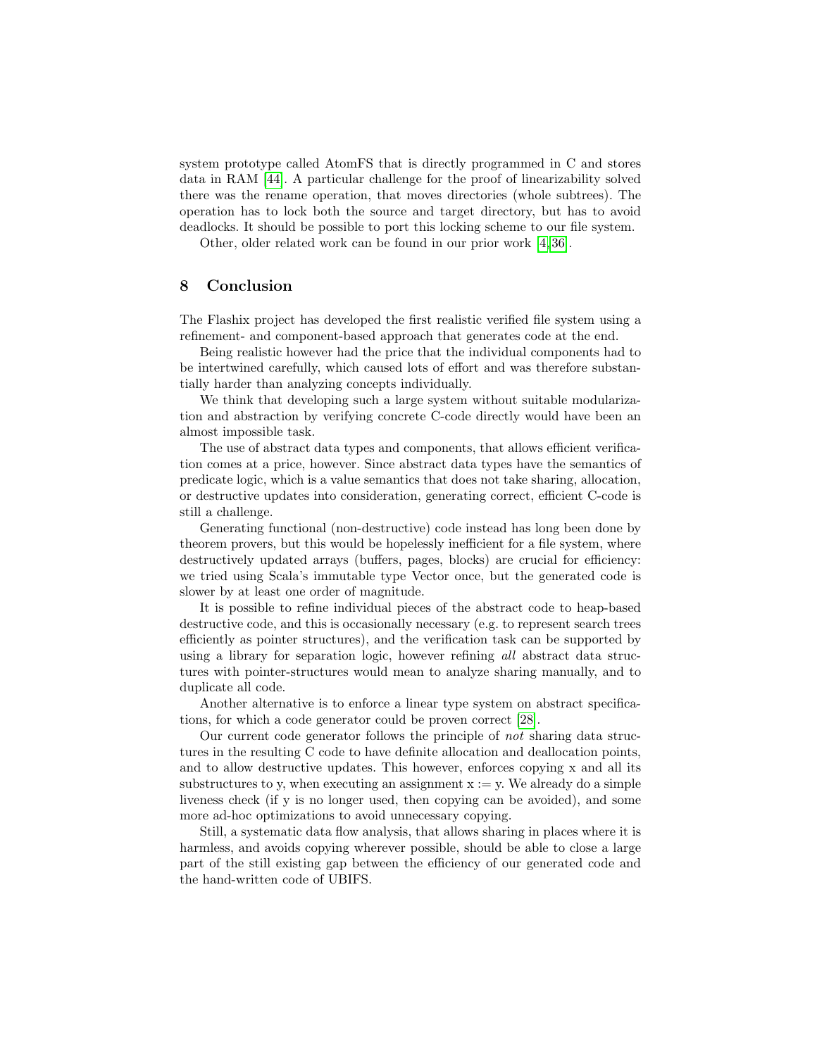system prototype called AtomFS that is directly programmed in C and stores data in RAM [44]. A particular challenge for the proof of linearizability solved there was the rename operation, that moves directories (whole subtrees). The operation has to lock both the source and target directory, but has to avoid deadlocks. It should be possible to port this locking scheme to our file system.

Other, older related work can be found in our prior work [4,36].

## 8 Conclusion

The Flashix project has developed the first realistic verified file system using a refinement- and component-based approach that generates code at the end.

Being realistic however had the price that the individual components had to be intertwined carefully, which caused lots of effort and was therefore substantially harder than analyzing concepts individually.

We think that developing such a large system without suitable modularization and abstraction by verifying concrete C-code directly would have been an almost impossible task.

The use of abstract data types and components, that allows efficient verification comes at a price, however. Since abstract data types have the semantics of predicate logic, which is a value semantics that does not take sharing, allocation, or destructive updates into consideration, generating correct, efficient C-code is still a challenge.

Generating functional (non-destructive) code instead has long been done by theorem provers, but this would be hopelessly inefficient for a file system, where destructively updated arrays (buffers, pages, blocks) are crucial for efficiency: we tried using Scala's immutable type Vector once, but the generated code is slower by at least one order of magnitude.

It is possible to refine individual pieces of the abstract code to heap-based destructive code, and this is occasionally necessary (e.g. to represent search trees efficiently as pointer structures), and the verification task can be supported by using a library for separation logic, however refining *all* abstract data structures with pointer-structures would mean to analyze sharing manually, and to duplicate all code.

Another alternative is to enforce a linear type system on abstract specifications, for which a code generator could be proven correct [28].

Our current code generator follows the principle of *not* sharing data structures in the resulting C code to have definite allocation and deallocation points, and to allow destructive updates. This however, enforces copying x and all its substructures to y, when executing an assignment x := y. We already do a simple liveness check (if y is no longer used, then copying can be avoided), and some more ad-hoc optimizations to avoid unnecessary copying.

Still, a systematic data flow analysis, that allows sharing in places where it is harmless, and avoids copying wherever possible, should be able to close a large part of the still existing gap between the efficiency of our generated code and the hand-written code of UBIFS.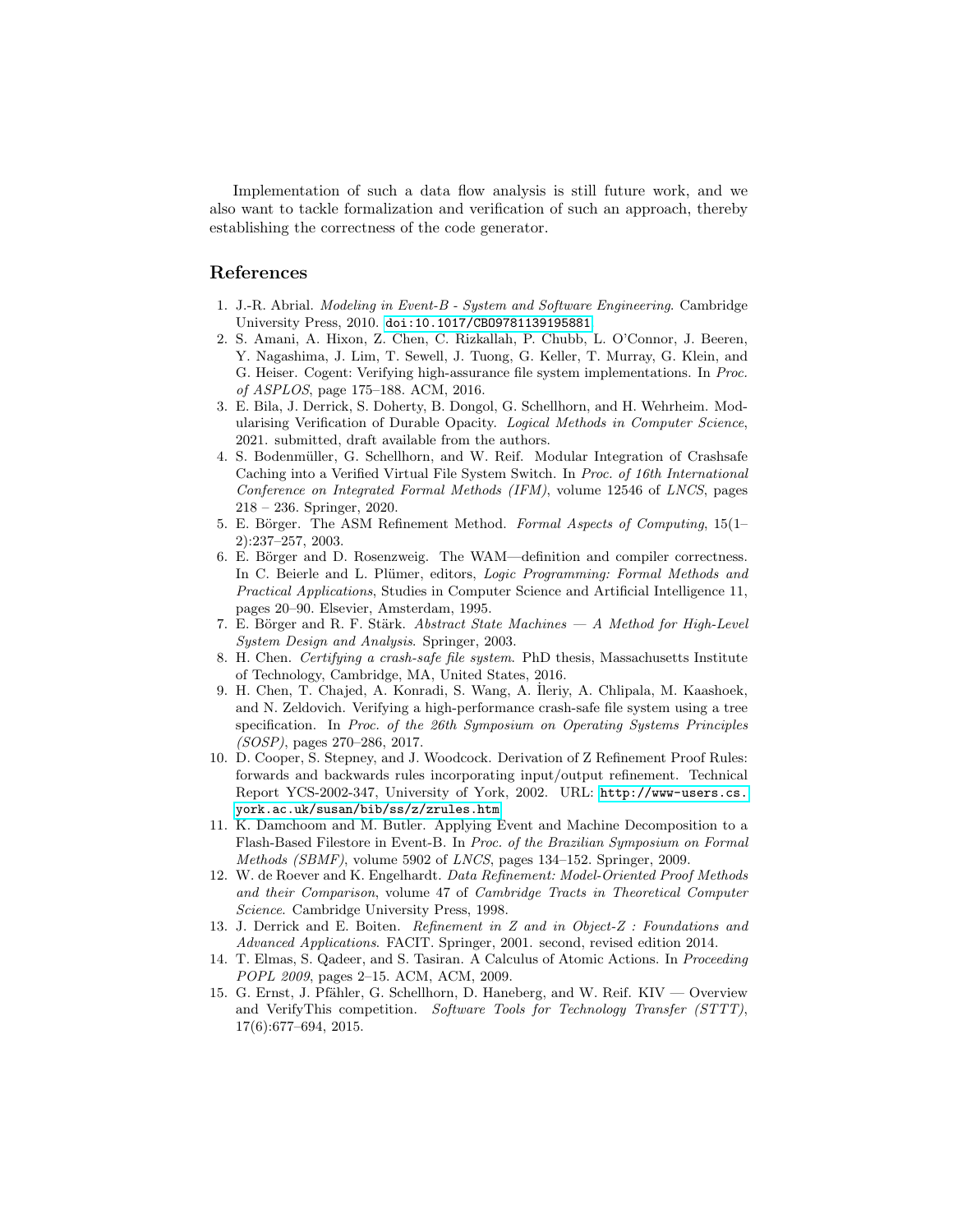Implementation of such a data flow analysis is still future work, and we also want to tackle formalization and verification of such an approach, thereby establishing the correctness of the code generator.

## References

1. J.-R. Abrial. *Modeling in Event-B - System and Software Engineering*. Cambridge University Press, 2010. doi:10.1017/CBO9781139195881.
2. S. Amani, A. Hixon, Z. Chen, C. Rizkallah, P. Chubb, L. O'Connor, J. Beeren, Y. Nagashima, J. Lim, T. Sewell, J. Tuong, G. Keller, T. Murray, G. Klein, and G. Heiser. Cogent: Verifying high-assurance file system implementations. In *Proc. of ASPLOS*, page 175–188. ACM, 2016.
3. E. Bila, J. Derrick, S. Doherty, B. Dongol, G. Schellhorn, and H. Wehrheim. Modularising Verification of Durable Opacity. *Logical Methods in Computer Science*, 2021. submitted, draft available from the authors.
4. S. Bodenmüller, G. Schellhorn, and W. Reif. Modular Integration of Crashsafe Caching into a Verified Virtual File System Switch. In *Proc. of 16th International Conference on Integrated Formal Methods (IFM)*, volume 12546 of *LNCS*, pages 218 – 236. Springer, 2020.
5. E. Börger. The ASM Refinement Method. *Formal Aspects of Computing*, 15(1–2):237–257, 2003.
6. E. Börger and D. Rosenzweig. The WAM—definition and compiler correctness. In C. Beierle and L. Plümer, editors, *Logic Programming: Formal Methods and Practical Applications*, Studies in Computer Science and Artificial Intelligence 11, pages 20–90. Elsevier, Amsterdam, 1995.
7. E. Börger and R. F. Stärk. *Abstract State Machines — A Method for High-Level System Design and Analysis*. Springer, 2003.
8. H. Chen. *Certifying a crash-safe file system*. PhD thesis, Massachusetts Institute of Technology, Cambridge, MA, United States, 2016.
9. H. Chen, T. Chajed, A. Konradi, S. Wang, A. İleriy, A. Chlipala, M. Kaashoek, and N. Zeldovich. Verifying a high-performance crash-safe file system using a tree specification. In *Proc. of the 26th Symposium on Operating Systems Principles (SOSP)*, pages 270–286, 2017.
10. D. Cooper, S. Stepney, and J. Woodcock. Derivation of Z Refinement Proof Rules: forwards and backwards rules incorporating input/output refinement. Technical Report YCS-2002-347, University of York, 2002. URL: http://www-users.cs.york.ac.uk/susan/bib/ss/z/zrules.htm.
11. K. Damchoom and M. Butler. Applying Event and Machine Decomposition to a Flash-Based Filestore in Event-B. In *Proc. of the Brazilian Symposium on Formal Methods (SBMF)*, volume 5902 of *LNCS*, pages 134–152. Springer, 2009.
12. W. de Roever and K. Engelhardt. *Data Refinement: Model-Oriented Proof Methods and their Comparison*, volume 47 of *Cambridge Tracts in Theoretical Computer Science*. Cambridge University Press, 1998.
13. J. Derrick and E. Boiten. *Refinement in Z and in Object-Z : Foundations and Advanced Applications*. FACIT. Springer, 2001. second, revised edition 2014.
14. T. Elmas, S. Qadeer, and S. Tasiran. A Calculus of Atomic Actions. In *Proceeding POPL 2009*, pages 2–15. ACM, ACM, 2009.
15. G. Ernst, J. Pfähler, G. Schellhorn, D. Haneberg, and W. Reif. KIV — Overview and VerifyThis competition. *Software Tools for Technology Transfer (STTT)*, 17(6):677–694, 2015.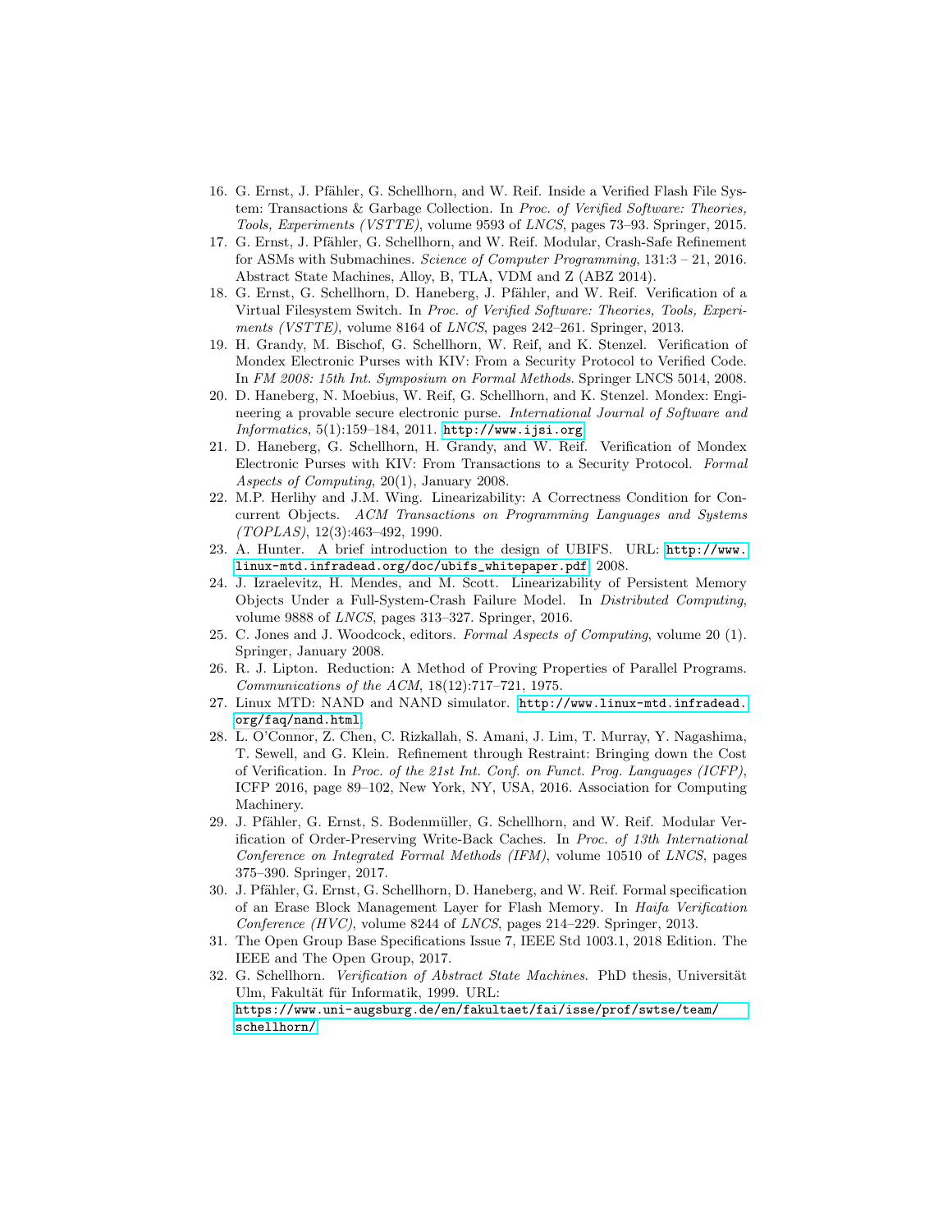16. G. Ernst, J. Pfähler, G. Schellhorn, and W. Reif. Inside a Verified Flash File System: Transactions & Garbage Collection. In *Proc. of Verified Software: Theories, Tools, Experiments (VSTTE)*, volume 9593 of *LNCS*, pages 73–93. Springer, 2015.
17. G. Ernst, J. Pfähler, G. Schellhorn, and W. Reif. Modular, Crash-Safe Refinement for ASMs with Submachines. *Science of Computer Programming*, 131:3 – 21, 2016. Abstract State Machines, Alloy, B, TLA, VDM and Z (ABZ 2014).
18. G. Ernst, G. Schellhorn, D. Haneberg, J. Pfähler, and W. Reif. Verification of a Virtual Filesystem Switch. In *Proc. of Verified Software: Theories, Tools, Experiments (VSTTE)*, volume 8164 of *LNCS*, pages 242–261. Springer, 2013.
19. H. Grandy, M. Bischof, G. Schellhorn, W. Reif, and K. Stenzel. Verification of Mondex Electronic Purses with KIV: From a Security Protocol to Verified Code. In *FM 2008: 15th Int. Symposium on Formal Methods*. Springer LNCS 5014, 2008.
20. D. Haneberg, N. Moebius, W. Reif, G. Schellhorn, and K. Stenzel. Mondex: Engineering a provable secure electronic purse. *International Journal of Software and Informatics*, 5(1):159–184, 2011. http://www.ijsi.org.
21. D. Haneberg, G. Schellhorn, H. Grandy, and W. Reif. Verification of Mondex Electronic Purses with KIV: From Transactions to a Security Protocol. *Formal Aspects of Computing*, 20(1), January 2008.
22. M.P. Herlihy and J.M. Wing. Linearizability: A Correctness Condition for Concurrent Objects. *ACM Transactions on Programming Languages and Systems (TOPLAS)*, 12(3):463–492, 1990.
23. A. Hunter. A brief introduction to the design of UBIFS. URL: http://www.linux-mtd.infradead.org/doc/ubifs_whitepaper.pdf, 2008.
24. J. Izraelevitz, H. Mendes, and M. Scott. Linearizability of Persistent Memory Objects Under a Full-System-Crash Failure Model. In *Distributed Computing*, volume 9888 of *LNCS*, pages 313–327. Springer, 2016.
25. C. Jones and J. Woodcock, editors. *Formal Aspects of Computing*, volume 20 (1). Springer, January 2008.
26. R. J. Lipton. Reduction: A Method of Proving Properties of Parallel Programs. *Communications of the ACM*, 18(12):717–721, 1975.
27. Linux MTD: NAND and NAND simulator. http://www.linux-mtd.infradead.org/faq/nand.html.
28. L. O'Connor, Z. Chen, C. Rizkallah, S. Amani, J. Lim, T. Murray, Y. Nagashima, T. Sewell, and G. Klein. Refinement through Restraint: Bringing down the Cost of Verification. In *Proc. of the 21st Int. Conf. on Funct. Prog. Languages (ICFP)*, ICFP 2016, page 89–102, New York, NY, USA, 2016. Association for Computing Machinery.
29. J. Pfähler, G. Ernst, S. Bodenmüller, G. Schellhorn, and W. Reif. Modular Verification of Order-Preserving Write-Back Caches. In *Proc. of 13th International Conference on Integrated Formal Methods (IFM)*, volume 10510 of *LNCS*, pages 375–390. Springer, 2017.
30. J. Pfähler, G. Ernst, G. Schellhorn, D. Haneberg, and W. Reif. Formal specification of an Erase Block Management Layer for Flash Memory. In *Haifa Verification Conference (HVC)*, volume 8244 of *LNCS*, pages 214–229. Springer, 2013.
31. The Open Group Base Specifications Issue 7, IEEE Std 1003.1, 2018 Edition. The IEEE and The Open Group, 2017.
32. G. Schellhorn. *Verification of Abstract State Machines*. PhD thesis, Universität Ulm, Fakultät für Informatik, 1999. URL: https://www.uni-augsburg.de/en/fakultaet/fai/isse/prof/swtse/team/schellhorn/.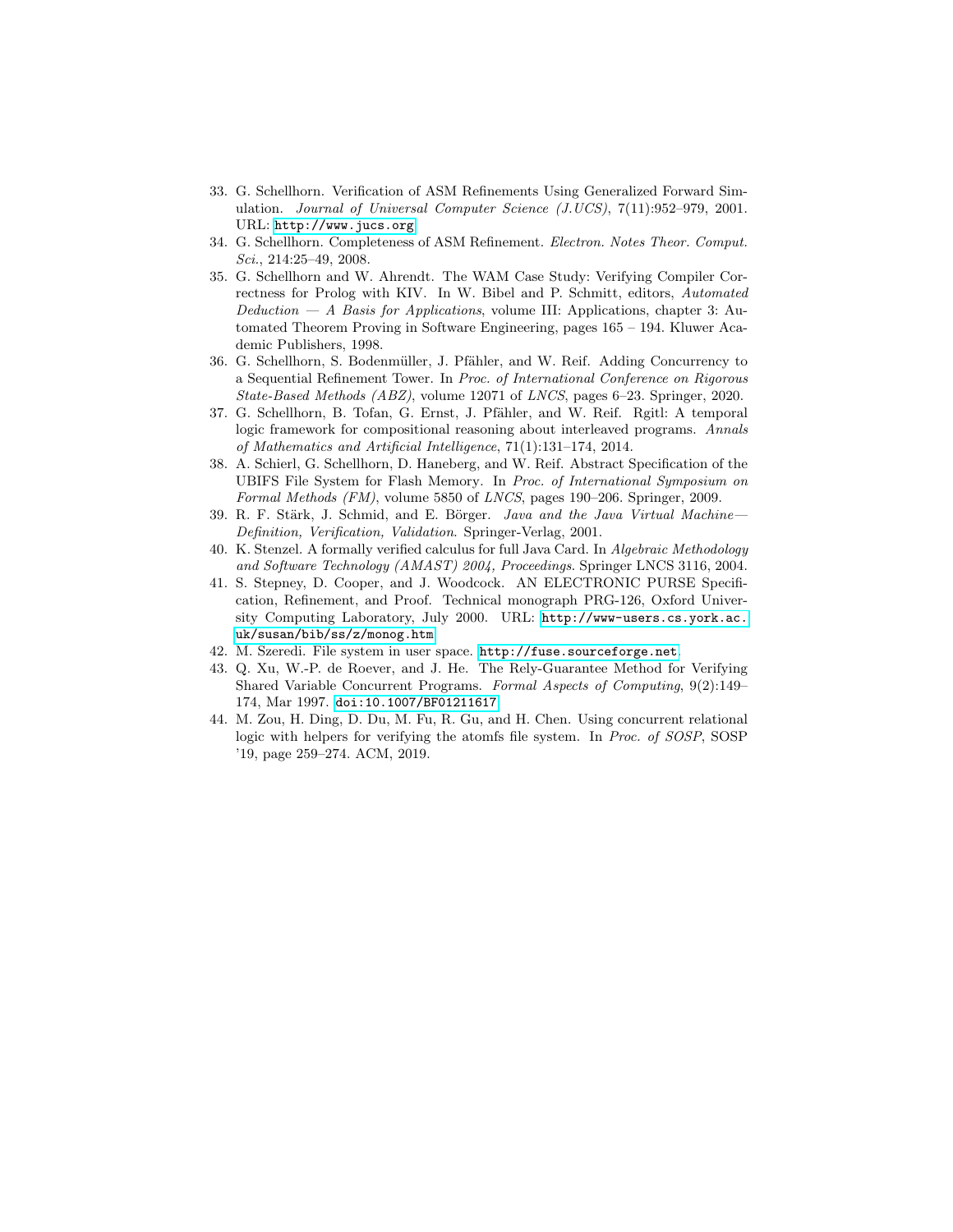33. G. Schellhorn. Verification of ASM Refinements Using Generalized Forward Simulation. *Journal of Universal Computer Science (J.UCS)*, 7(11):952–979, 2001. URL: http://www.jucs.org
34. G. Schellhorn. Completeness of ASM Refinement. *Electron. Notes Theor. Comput. Sci.*, 214:25–49, 2008.
35. G. Schellhorn and W. Ahrendt. The WAM Case Study: Verifying Compiler Correctness for Prolog with KIV. In W. Bibel and P. Schmitt, editors, *Automated Deduction — A Basis for Applications*, volume III: Applications, chapter 3: Automated Theorem Proving in Software Engineering, pages 165 – 194. Kluwer Academic Publishers, 1998.
36. G. Schellhorn, S. Bodenmüller, J. Pfähler, and W. Reif. Adding Concurrency to a Sequential Refinement Tower. In *Proc. of International Conference on Rigorous State-Based Methods (ABZ)*, volume 12071 of *LNCS*, pages 6–23. Springer, 2020.
37. G. Schellhorn, B. Tofan, G. Ernst, J. Pfähler, and W. Reif. Rgitl: A temporal logic framework for compositional reasoning about interleaved programs. *Annals of Mathematics and Artificial Intelligence*, 71(1):131–174, 2014.
38. A. Schierl, G. Schellhorn, D. Haneberg, and W. Reif. Abstract Specification of the UBIFS File System for Flash Memory. In *Proc. of International Symposium on Formal Methods (FM)*, volume 5850 of *LNCS*, pages 190–206. Springer, 2009.
39. R. F. Stärk, J. Schmid, and E. Börger. *Java and the Java Virtual Machine—Definition, Verification, Validation*. Springer-Verlag, 2001.
40. K. Stenzel. A formally verified calculus for full Java Card. In *Algebraic Methodology and Software Technology (AMAST) 2004, Proceedings*. Springer LNCS 3116, 2004.
41. S. Stepney, D. Cooper, and J. Woodcock. AN ELECTRONIC PURSE Specification, Refinement, and Proof. Technical monograph PRG-126, Oxford University Computing Laboratory, July 2000. URL: http://www-users.cs.york.ac.uk/susan/bib/ss/z/monog.htm
42. M. Szeredi. File system in user space. http://fuse.sourceforge.net.
43. Q. Xu, W.-P. de Roever, and J. He. The Rely-Guarantee Method for Verifying Shared Variable Concurrent Programs. *Formal Aspects of Computing*, 9(2):149–174, Mar 1997. doi:10.1007/BF01211617
44. M. Zou, H. Ding, D. Du, M. Fu, R. Gu, and H. Chen. Using concurrent relational logic with helpers for verifying the atomfs file system. In *Proc. of SOSP*, SOSP '19, page 259–274. ACM, 2019.